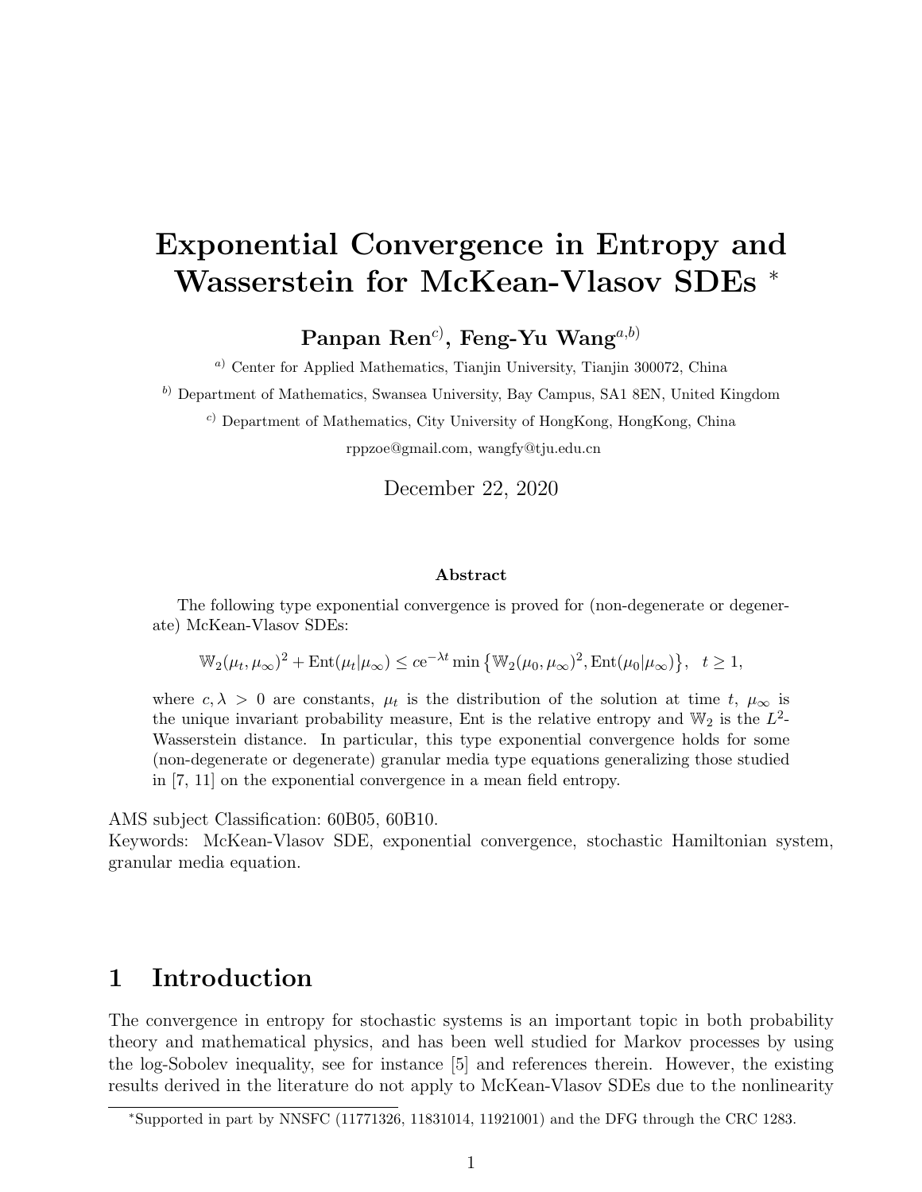# Exponential Convergence in Entropy and Wasserstein for McKean-Vlasov SDEs *

**Panpan Ren**[c)], **Feng-Yu Wang**[a,b)]

[a)] Center for Applied Mathematics, Tianjin University, Tianjin 300072, China

[b)] Department of Mathematics, Swansea University, Bay Campus, SA1 8EN, United Kingdom

[c)] Department of Mathematics, City University of HongKong, HongKong, China

rppzoe@gmail.com, wangfy@tju.edu.cn

December 22, 2020

### Abstract

The following type exponential convergence is proved for (non-degenerate or degenerate) McKean-Vlasov SDEs:

$$\mathbb{W}_2(\mu_t, \mu_\infty)^2 + \mathrm{Ent}(\mu_t|\mu_\infty) \le c\mathrm{e}^{-\lambda t} \min\big\{\mathbb{W}_2(\mu_0, \mu_\infty)^2, \mathrm{Ent}(\mu_0|\mu_\infty)\big\}, \quad t \ge 1,$$

where $c, \lambda > 0$ are constants, $\mu_t$ is the distribution of the solution at time $t$, $\mu_\infty$ is the unique invariant probability measure, Ent is the relative entropy and $\mathbb{W}_2$ is the $L^2$-Wasserstein distance. In particular, this type exponential convergence holds for some (non-degenerate or degenerate) granular media type equations generalizing those studied in [7, 11] on the exponential convergence in a mean field entropy.

AMS subject Classification: 60B05, 60B10.
Keywords: McKean-Vlasov SDE, exponential convergence, stochastic Hamiltonian system, granular media equation.

## 1 Introduction

The convergence in entropy for stochastic systems is an important topic in both probability theory and mathematical physics, and has been well studied for Markov processes by using the log-Sobolev inequality, see for instance [5] and references therein. However, the existing results derived in the literature do not apply to McKean-Vlasov SDEs due to the nonlinearity

*Supported in part by NNSFC (11771326, 11831014, 11921001) and the DFG through the CRC 1283.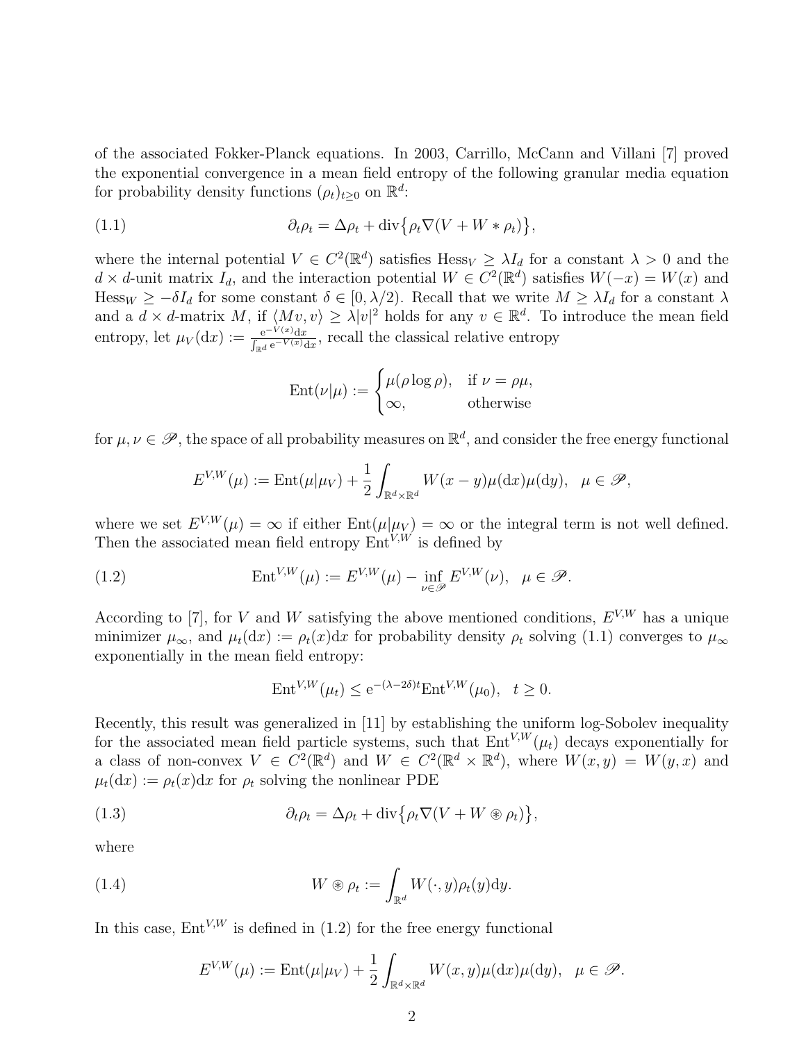of the associated Fokker-Planck equations. In 2003, Carrillo, McCann and Villani [7] proved the exponential convergence in a mean field entropy of the following granular media equation for probability density functions $(\rho_t)_{t\geq 0}$ on $\mathbb{R}^d$:

$$\partial_t \rho_t = \Delta \rho_t + \operatorname{div}\big\{\rho_t \nabla (V + W * \rho_t)\big\}, \tag{1.1}$$

where the internal potential $V \in C^2(\mathbb{R}^d)$ satisfies $\mathrm{Hess}_V \geq \lambda I_d$ for a constant $\lambda > 0$ and the $d \times d$-unit matrix $I_d$, and the interaction potential $W \in C^2(\mathbb{R}^d)$ satisfies $W(-x) = W(x)$ and $\mathrm{Hess}_W \geq -\delta I_d$ for some constant $\delta \in [0, \lambda/2)$. Recall that we write $M \geq \lambda I_d$ for a constant $\lambda$ and a $d \times d$-matrix $M$, if $\langle Mv, v\rangle \geq \lambda |v|^2$ holds for any $v \in \mathbb{R}^d$. To introduce the mean field entropy, let $\mu_V(\mathrm{d}x) := \frac{\mathrm{e}^{-V(x)}\mathrm{d}x}{\int_{\mathbb{R}^d} \mathrm{e}^{-V(x)}\mathrm{d}x}$, recall the classical relative entropy

$$\mathrm{Ent}(\nu|\mu) := \begin{cases} \mu(\rho \log \rho), & \text{if } \nu = \rho\mu, \\ \infty, & \text{otherwise} \end{cases}$$

for $\mu, \nu \in \mathscr{P}$, the space of all probability measures on $\mathbb{R}^d$, and consider the free energy functional

$$E^{V,W}(\mu) := \mathrm{Ent}(\mu|\mu_V) + \frac{1}{2}\int_{\mathbb{R}^d \times \mathbb{R}^d} W(x-y)\mu(\mathrm{d}x)\mu(\mathrm{d}y), \quad \mu \in \mathscr{P},$$

where we set $E^{V,W}(\mu) = \infty$ if either $\mathrm{Ent}(\mu|\mu_V) = \infty$ or the integral term is not well defined. Then the associated mean field entropy $\mathrm{Ent}^{V,W}$ is defined by

$$\mathrm{Ent}^{V,W}(\mu) := E^{V,W}(\mu) - \inf_{\nu \in \mathscr{P}} E^{V,W}(\nu), \quad \mu \in \mathscr{P}. \tag{1.2}$$

According to [7], for $V$ and $W$ satisfying the above mentioned conditions, $E^{V,W}$ has a unique minimizer $\mu_\infty$, and $\mu_t(\mathrm{d}x) := \rho_t(x)\mathrm{d}x$ for probability density $\rho_t$ solving (1.1) converges to $\mu_\infty$ exponentially in the mean field entropy:

$$\mathrm{Ent}^{V,W}(\mu_t) \leq \mathrm{e}^{-(\lambda - 2\delta)t}\mathrm{Ent}^{V,W}(\mu_0), \quad t \geq 0.$$

Recently, this result was generalized in [11] by establishing the uniform log-Sobolev inequality for the associated mean field particle systems, such that $\mathrm{Ent}^{V,W}(\mu_t)$ decays exponentially for a class of non-convex $V \in C^2(\mathbb{R}^d)$ and $W \in C^2(\mathbb{R}^d \times \mathbb{R}^d)$, where $W(x,y) = W(y,x)$ and $\mu_t(\mathrm{d}x) := \rho_t(x)\mathrm{d}x$ for $\rho_t$ solving the nonlinear PDE

$$\partial_t \rho_t = \Delta \rho_t + \operatorname{div}\big\{\rho_t \nabla (V + W \circledast \rho_t)\big\}, \tag{1.3}$$

where

$$W \circledast \rho_t := \int_{\mathbb{R}^d} W(\cdot, y)\rho_t(y)\mathrm{d}y. \tag{1.4}$$

In this case, $\mathrm{Ent}^{V,W}$ is defined in (1.2) for the free energy functional

$$E^{V,W}(\mu) := \mathrm{Ent}(\mu|\mu_V) + \frac{1}{2}\int_{\mathbb{R}^d \times \mathbb{R}^d} W(x,y)\mu(\mathrm{d}x)\mu(\mathrm{d}y), \quad \mu \in \mathscr{P}.$$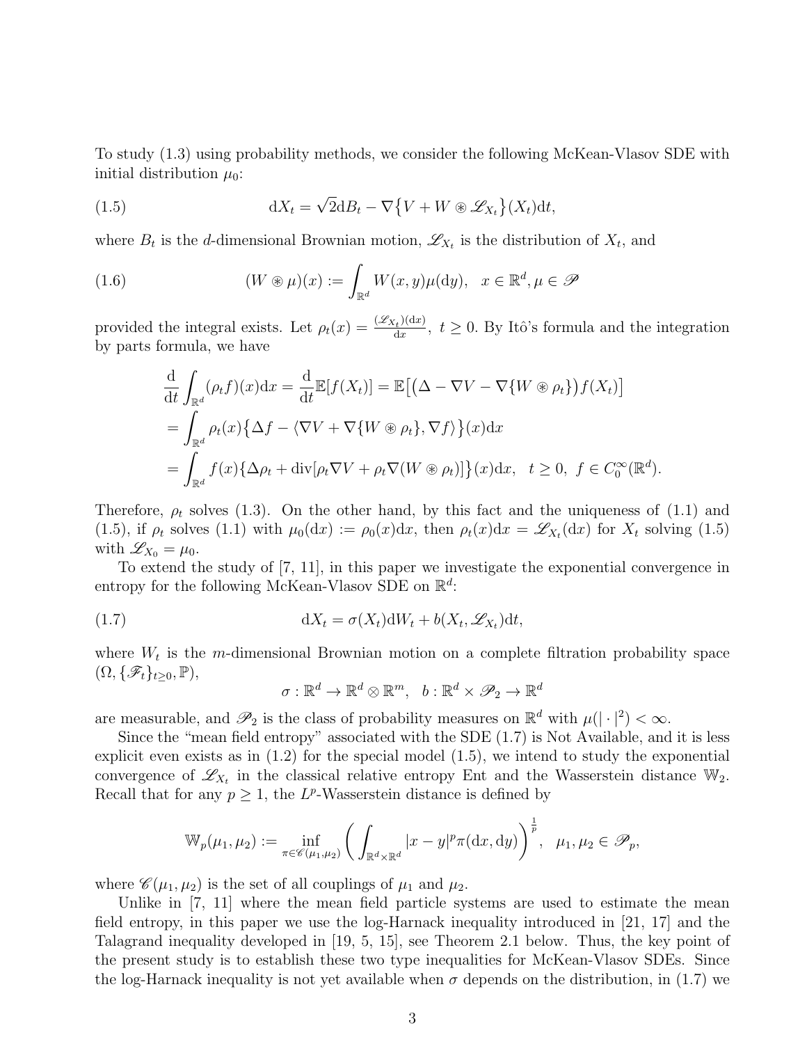To study (1.3) using probability methods, we consider the following McKean-Vlasov SDE with initial distribution $\mu_0$:

$$
\mathrm{d}X_t = \sqrt{2}\mathrm{d}B_t - \nabla\big\{V + W \circledast \mathscr{L}_{X_t}\big\}(X_t)\mathrm{d}t, \tag{1.5}
$$

where $B_t$ is the $d$-dimensional Brownian motion, $\mathscr{L}_{X_t}$ is the distribution of $X_t$, and

$$
(W \circledast \mu)(x) := \int_{\mathbb{R}^d} W(x,y)\mu(\mathrm{d}y), \quad x \in \mathbb{R}^d, \mu \in \mathscr{P} \tag{1.6}
$$

provided the integral exists. Let $\rho_t(x) = \frac{(\mathscr{L}_{X_t})(\mathrm{d}x)}{\mathrm{d}x}$, $t \geq 0$. By Itô's formula and the integration by parts formula, we have

$$
\begin{aligned}
&\frac{\mathrm{d}}{\mathrm{d}t}\int_{\mathbb{R}^d} (\rho_t f)(x)\mathrm{d}x = \frac{\mathrm{d}}{\mathrm{d}t}\mathbb{E}[f(X_t)] = \mathbb{E}\big[\big(\Delta - \nabla V - \nabla\{W \circledast \rho_t\}\big)f(X_t)\big] \\
&= \int_{\mathbb{R}^d} \rho_t(x)\big\{\Delta f - \langle \nabla V + \nabla\{W \circledast \rho_t\}, \nabla f\rangle\big\}(x)\mathrm{d}x \\
&= \int_{\mathbb{R}^d} f(x)\{\Delta \rho_t + \mathrm{div}[\rho_t \nabla V + \rho_t \nabla(W \circledast \rho_t)]\big\}(x)\mathrm{d}x, \quad t \geq 0, \ f \in C_0^\infty(\mathbb{R}^d).
\end{aligned}
$$

Therefore, $\rho_t$ solves (1.3). On the other hand, by this fact and the uniqueness of (1.1) and (1.5), if $\rho_t$ solves (1.1) with $\mu_0(\mathrm{d}x) := \rho_0(x)\mathrm{d}x$, then $\rho_t(x)\mathrm{d}x = \mathscr{L}_{X_t}(\mathrm{d}x)$ for $X_t$ solving (1.5) with $\mathscr{L}_{X_0} = \mu_0$.

To extend the study of [7, 11], in this paper we investigate the exponential convergence in entropy for the following McKean-Vlasov SDE on $\mathbb{R}^d$:

$$
\mathrm{d}X_t = \sigma(X_t)\mathrm{d}W_t + b(X_t, \mathscr{L}_{X_t})\mathrm{d}t, \tag{1.7}
$$

where $W_t$ is the $m$-dimensional Brownian motion on a complete filtration probability space $(\Omega, \{\mathscr{F}_t\}_{t\geq 0}, \mathbb{P})$,

$$
\sigma : \mathbb{R}^d \to \mathbb{R}^d \otimes \mathbb{R}^m, \quad b : \mathbb{R}^d \times \mathscr{P}_2 \to \mathbb{R}^d
$$

are measurable, and $\mathscr{P}_2$ is the class of probability measures on $\mathbb{R}^d$ with $\mu(|\cdot|^2) < \infty$.

Since the "mean field entropy" associated with the SDE (1.7) is Not Available, and it is less explicit even exists as in (1.2) for the special model (1.5), we intend to study the exponential convergence of $\mathscr{L}_{X_t}$ in the classical relative entropy Ent and the Wasserstein distance $\mathbb{W}_2$. Recall that for any $p \geq 1$, the $L^p$-Wasserstein distance is defined by

$$
\mathbb{W}_p(\mu_1, \mu_2) := \inf_{\pi \in \mathscr{C}(\mu_1,\mu_2)} \bigg(\int_{\mathbb{R}^d \times \mathbb{R}^d} |x-y|^p \pi(\mathrm{d}x, \mathrm{d}y)\bigg)^{\frac{1}{p}}, \quad \mu_1, \mu_2 \in \mathscr{P}_p,
$$

where $\mathscr{C}(\mu_1, \mu_2)$ is the set of all couplings of $\mu_1$ and $\mu_2$.

Unlike in [7, 11] where the mean field particle systems are used to estimate the mean field entropy, in this paper we use the log-Harnack inequality introduced in [21, 17] and the Talagrand inequality developed in [19, 5, 15], see Theorem 2.1 below. Thus, the key point of the present study is to establish these two type inequalities for McKean-Vlasov SDEs. Since the log-Harnack inequality is not yet available when $\sigma$ depends on the distribution, in (1.7) we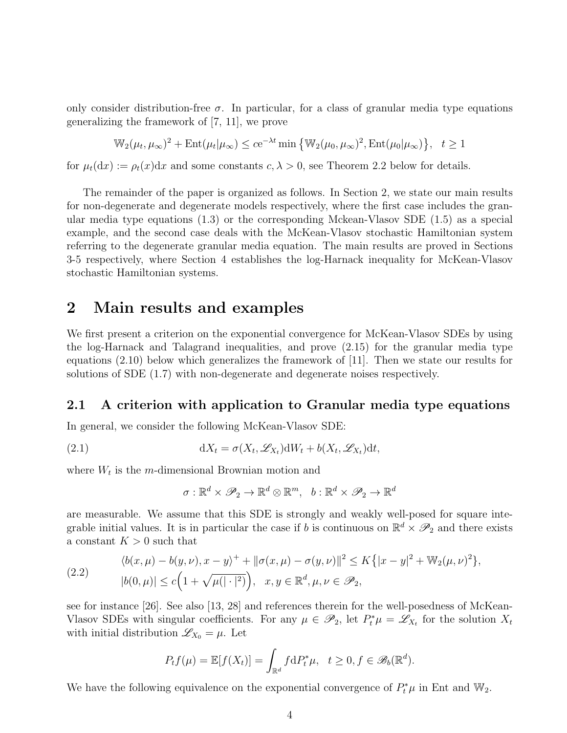only consider distribution-free $\sigma$. In particular, for a class of granular media type equations generalizing the framework of [7, 11], we prove

$$\mathbb{W}_2(\mu_t,\mu_\infty)^2 + \mathrm{Ent}(\mu_t|\mu_\infty) \le c\mathrm{e}^{-\lambda t}\min\big\{\mathbb{W}_2(\mu_0,\mu_\infty)^2, \mathrm{Ent}(\mu_0|\mu_\infty)\big\},\quad t\ge 1$$

for $\mu_t(\mathrm{d}x) := \rho_t(x)\mathrm{d}x$ and some constants $c,\lambda>0$, see Theorem 2.2 below for details.

The remainder of the paper is organized as follows. In Section 2, we state our main results for non-degenerate and degenerate models respectively, where the first case includes the granular media type equations (1.3) or the corresponding Mckean-Vlasov SDE (1.5) as a special example, and the second case deals with the McKean-Vlasov stochastic Hamiltonian system referring to the degenerate granular media equation. The main results are proved in Sections 3-5 respectively, where Section 4 establishes the log-Harnack inequality for McKean-Vlasov stochastic Hamiltonian systems.

# 2 Main results and examples

We first present a criterion on the exponential convergence for McKean-Vlasov SDEs by using the log-Harnack and Talagrand inequalities, and prove (2.15) for the granular media type equations (2.10) below which generalizes the framework of [11]. Then we state our results for solutions of SDE (1.7) with non-degenerate and degenerate noises respectively.

## 2.1 A criterion with application to Granular media type equations

In general, we consider the following McKean-Vlasov SDE:

$$\mathrm{d}X_t = \sigma(X_t,\mathscr{L}_{X_t})\mathrm{d}W_t + b(X_t,\mathscr{L}_{X_t})\mathrm{d}t, \tag{2.1}$$

where $W_t$ is the $m$-dimensional Brownian motion and

$$\sigma:\mathbb{R}^d\times\mathscr{P}_2\to\mathbb{R}^d\otimes\mathbb{R}^m,\quad b:\mathbb{R}^d\times\mathscr{P}_2\to\mathbb{R}^d$$

are measurable. We assume that this SDE is strongly and weakly well-posed for square integrable initial values. It is in particular the case if $b$ is continuous on $\mathbb{R}^d\times\mathscr{P}_2$ and there exists a constant $K>0$ such that

$$\begin{aligned}&\langle b(x,\mu)-b(y,\nu),x-y\rangle^+ + \|\sigma(x,\mu)-\sigma(y,\nu)\|^2 \le K\big\{|x-y|^2+\mathbb{W}_2(\mu,\nu)^2\big\},\\ &|b(0,\mu)|\le c\Big(1+\sqrt{\mu(|\cdot|^2)}\Big),\quad x,y\in\mathbb{R}^d,\mu,\nu\in\mathscr{P}_2,\end{aligned}\tag{2.2}$$

see for instance [26]. See also [13, 28] and references therein for the well-posedness of McKean-Vlasov SDEs with singular coefficients. For any $\mu\in\mathscr{P}_2$, let $P_t^*\mu = \mathscr{L}_{X_t}$ for the solution $X_t$ with initial distribution $\mathscr{L}_{X_0}=\mu$. Let

$$P_tf(\mu) = \mathbb{E}[f(X_t)] = \int_{\mathbb{R}^d} f\mathrm{d}P_t^*\mu,\quad t\ge 0, f\in\mathscr{B}_b(\mathbb{R}^d).$$

We have the following equivalence on the exponential convergence of $P_t^*\mu$ in Ent and $\mathbb{W}_2$.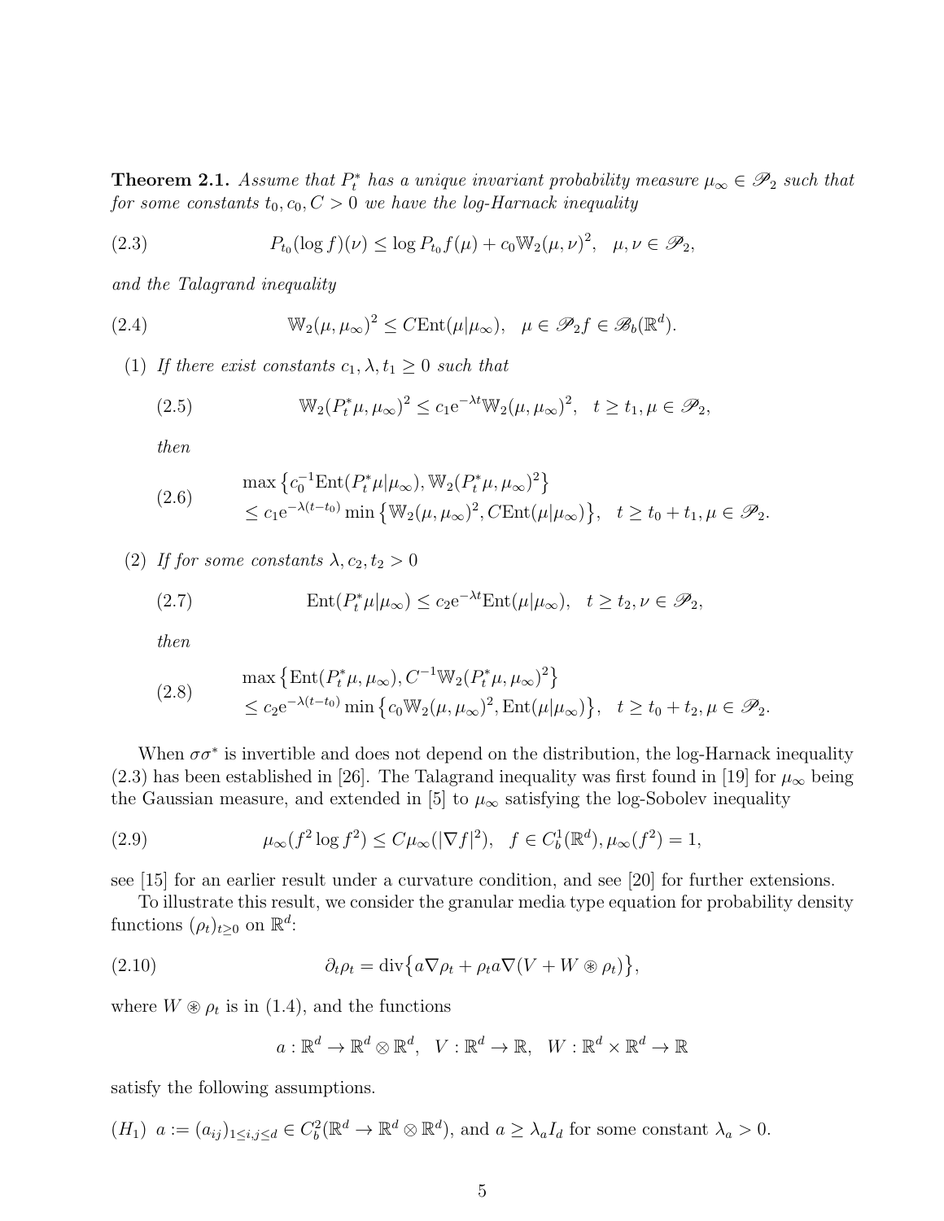**Theorem 2.1.** *Assume that $P_t^*$ has a unique invariant probability measure $\mu_\infty \in \mathscr{P}_2$ such that for some constants $t_0, c_0, C > 0$ we have the log-Harnack inequality*

$$P_{t_0}(\log f)(\nu) \le \log P_{t_0} f(\mu) + c_0 \mathbb{W}_2(\mu,\nu)^2, \quad \mu,\nu \in \mathscr{P}_2, \tag{2.3}$$

*and the Talagrand inequality*

$$\mathbb{W}_2(\mu,\mu_\infty)^2 \le C \mathrm{Ent}(\mu|\mu_\infty), \quad \mu \in \mathscr{P}_2 f \in \mathscr{B}_b(\mathbb{R}^d). \tag{2.4}$$

(1) *If there exist constants $c_1, \lambda, t_1 \ge 0$ such that*

$$\mathbb{W}_2(P_t^*\mu,\mu_\infty)^2 \le c_1 \mathrm{e}^{-\lambda t} \mathbb{W}_2(\mu,\mu_\infty)^2, \quad t \ge t_1, \mu \in \mathscr{P}_2, \tag{2.5}$$

*then*

$$\begin{aligned} &\max\big\{c_0^{-1}\mathrm{Ent}(P_t^*\mu|\mu_\infty), \mathbb{W}_2(P_t^*\mu,\mu_\infty)^2\big\} \\ &\le c_1 \mathrm{e}^{-\lambda(t-t_0)} \min\big\{\mathbb{W}_2(\mu,\mu_\infty)^2, C\mathrm{Ent}(\mu|\mu_\infty)\big\}, \quad t \ge t_0 + t_1, \mu \in \mathscr{P}_2. \end{aligned} \tag{2.6}$$

(2) *If for some constants $\lambda, c_2, t_2 > 0$*

$$\mathrm{Ent}(P_t^*\mu|\mu_\infty) \le c_2 \mathrm{e}^{-\lambda t} \mathrm{Ent}(\mu|\mu_\infty), \quad t \ge t_2, \nu \in \mathscr{P}_2, \tag{2.7}$$

*then*

$$\begin{aligned} &\max\big\{\mathrm{Ent}(P_t^*\mu,\mu_\infty), C^{-1}\mathbb{W}_2(P_t^*\mu,\mu_\infty)^2\big\} \\ &\le c_2 \mathrm{e}^{-\lambda(t-t_0)} \min\big\{c_0\mathbb{W}_2(\mu,\mu_\infty)^2, \mathrm{Ent}(\mu|\mu_\infty)\big\}, \quad t \ge t_0 + t_2, \mu \in \mathscr{P}_2. \end{aligned} \tag{2.8}$$

When $\sigma\sigma^*$ is invertible and does not depend on the distribution, the log-Harnack inequality (2.3) has been established in [26]. The Talagrand inequality was first found in [19] for $\mu_\infty$ being the Gaussian measure, and extended in [5] to $\mu_\infty$ satisfying the log-Sobolev inequality

$$\mu_\infty(f^2 \log f^2) \le C \mu_\infty(|\nabla f|^2), \quad f \in C_b^1(\mathbb{R}^d), \mu_\infty(f^2) = 1, \tag{2.9}$$

see [15] for an earlier result under a curvature condition, and see [20] for further extensions.

To illustrate this result, we consider the granular media type equation for probability density functions $(\rho_t)_{t\ge 0}$ on $\mathbb{R}^d$:

$$\partial_t \rho_t = \mathrm{div}\big\{a\nabla\rho_t + \rho_t a \nabla(V + W \circledast \rho_t)\big\}, \tag{2.10}$$

where $W \circledast \rho_t$ is in (1.4), and the functions

$$a : \mathbb{R}^d \to \mathbb{R}^d \otimes \mathbb{R}^d, \quad V : \mathbb{R}^d \to \mathbb{R}, \quad W : \mathbb{R}^d \times \mathbb{R}^d \to \mathbb{R}$$

satisfy the following assumptions.

$(H_1)$ $a := (a_{ij})_{1\le i,j\le d} \in C_b^2(\mathbb{R}^d \to \mathbb{R}^d \otimes \mathbb{R}^d)$, and $a \ge \lambda_a I_d$ for some constant $\lambda_a > 0$.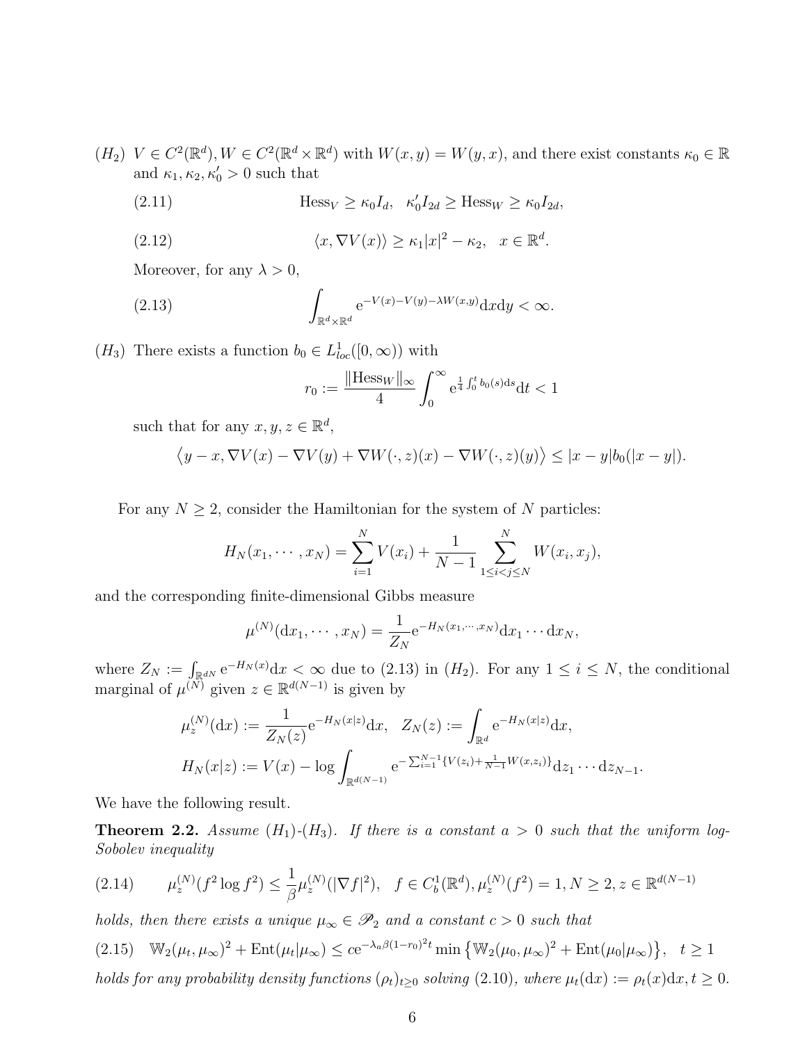$(H_2)$ $V \in C^2(\mathbb{R}^d), W \in C^2(\mathbb{R}^d \times \mathbb{R}^d)$ with $W(x,y) = W(y,x)$, and there exist constants $\kappa_0 \in \mathbb{R}$ and $\kappa_1, \kappa_2, \kappa_0' > 0$ such that

$$\text{Hess}_V \geq \kappa_0 I_d, \quad \kappa_0' I_{2d} \geq \text{Hess}_W \geq \kappa_0 I_{2d}, \tag{2.11}$$

$$\langle x, \nabla V(x) \rangle \geq \kappa_1 |x|^2 - \kappa_2, \quad x \in \mathbb{R}^d. \tag{2.12}$$

Moreover, for any $\lambda > 0$,

$$\int_{\mathbb{R}^d \times \mathbb{R}^d} \mathrm{e}^{-V(x) - V(y) - \lambda W(x,y)} \mathrm{d}x \mathrm{d}y < \infty. \tag{2.13}$$

$(H_3)$ There exists a function $b_0 \in L^1_{loc}([0,\infty))$ with

$$r_0 := \frac{\|\text{Hess}_W\|_\infty}{4} \int_0^\infty \mathrm{e}^{\frac{1}{4}\int_0^t b_0(s)\mathrm{d}s} \mathrm{d}t < 1$$

such that for any $x, y, z \in \mathbb{R}^d$,

$$\big\langle y - x, \nabla V(x) - \nabla V(y) + \nabla W(\cdot, z)(x) - \nabla W(\cdot, z)(y) \big\rangle \leq |x - y| b_0(|x - y|).$$

For any $N \geq 2$, consider the Hamiltonian for the system of $N$ particles:

$$H_N(x_1, \cdots, x_N) = \sum_{i=1}^N V(x_i) + \frac{1}{N-1} \sum_{1 \leq i < j \leq N}^N W(x_i, x_j),$$

and the corresponding finite-dimensional Gibbs measure

$$\mu^{(N)}(\mathrm{d}x_1, \cdots, x_N) = \frac{1}{Z_N} \mathrm{e}^{-H_N(x_1, \cdots, x_N)} \mathrm{d}x_1 \cdots \mathrm{d}x_N,$$

where $Z_N := \int_{\mathbb{R}^{dN}} \mathrm{e}^{-H_N(x)} \mathrm{d}x < \infty$ due to (2.13) in $(H_2)$. For any $1 \leq i \leq N$, the conditional marginal of $\mu^{(N)}$ given $z \in \mathbb{R}^{d(N-1)}$ is given by

$$\mu_z^{(N)}(\mathrm{d}x) := \frac{1}{Z_N(z)} \mathrm{e}^{-H_N(x|z)} \mathrm{d}x, \quad Z_N(z) := \int_{\mathbb{R}^d} \mathrm{e}^{-H_N(x|z)} \mathrm{d}x,$$

$$H_N(x|z) := V(x) - \log \int_{\mathbb{R}^{d(N-1)}} \mathrm{e}^{-\sum_{i=1}^{N-1} \{V(z_i) + \frac{1}{N-1} W(x, z_i)\}} \mathrm{d}z_1 \cdots \mathrm{d}z_{N-1}.$$

We have the following result.

**Theorem 2.2.** *Assume $(H_1)$-$(H_3)$. If there is a constant $a > 0$ such that the uniform log-Sobolev inequality*

$$\mu_z^{(N)}(f^2 \log f^2) \leq \frac{1}{\beta} \mu_z^{(N)}(|\nabla f|^2), \quad f \in C_b^1(\mathbb{R}^d), \mu_z^{(N)}(f^2) = 1, N \geq 2, z \in \mathbb{R}^{d(N-1)} \tag{2.14}$$

*holds, then there exists a unique $\mu_\infty \in \mathscr{P}_2$ and a constant $c > 0$ such that*

$$\mathbb{W}_2(\mu_t, \mu_\infty)^2 + \text{Ent}(\mu_t|\mu_\infty) \leq c\mathrm{e}^{-\lambda_a \beta (1-r_0)^2 t} \min\big\{\mathbb{W}_2(\mu_0, \mu_\infty)^2 + \text{Ent}(\mu_0|\mu_\infty)\big\}, \quad t \geq 1 \tag{2.15}$$

*holds for any probability density functions $(\rho_t)_{t \geq 0}$ solving (2.10), where $\mu_t(\mathrm{d}x) := \rho_t(x)\mathrm{d}x, t \geq 0$.*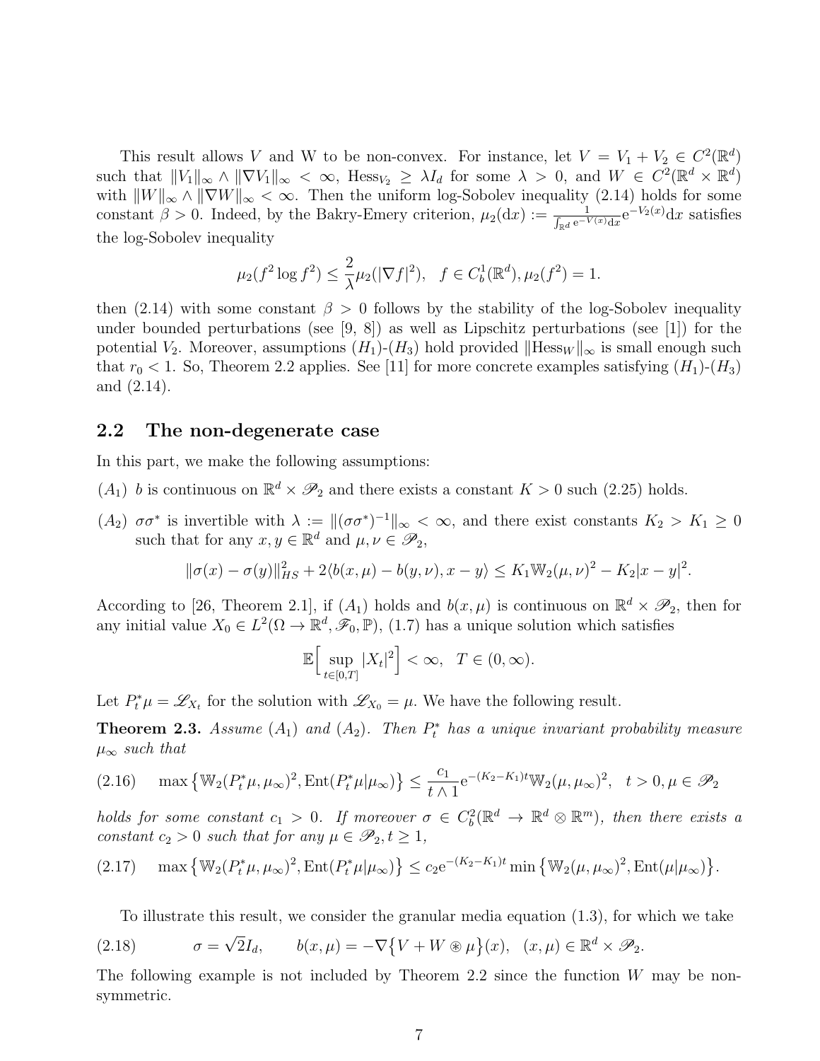This result allows $V$ and W to be non-convex. For instance, let $V = V_1 + V_2 \in C^2(\mathbb{R}^d)$ such that $\|V_1\|_\infty \wedge \|\nabla V_1\|_\infty < \infty$, $\mathrm{Hess}_{V_2} \geq \lambda I_d$ for some $\lambda > 0$, and $W \in C^2(\mathbb{R}^d \times \mathbb{R}^d)$ with $\|W\|_\infty \wedge \|\nabla W\|_\infty < \infty$. Then the uniform log-Sobolev inequality (2.14) holds for some constant $\beta > 0$. Indeed, by the Bakry-Emery criterion, $\mu_2(\mathrm{d}x) := \frac{1}{\int_{\mathbb{R}^d} \mathrm{e}^{-V(x)}\mathrm{d}x} \mathrm{e}^{-V_2(x)}\mathrm{d}x$ satisfies the log-Sobolev inequality

$$\mu_2(f^2 \log f^2) \leq \frac{2}{\lambda} \mu_2(|\nabla f|^2), \quad f \in C_b^1(\mathbb{R}^d), \mu_2(f^2) = 1.$$

then (2.14) with some constant $\beta > 0$ follows by the stability of the log-Sobolev inequality under bounded perturbations (see [9, 8]) as well as Lipschitz perturbations (see [1]) for the potential $V_2$. Moreover, assumptions $(H_1)$-$(H_3)$ hold provided $\|\mathrm{Hess}_W\|_\infty$ is small enough such that $r_0 < 1$. So, Theorem 2.2 applies. See [11] for more concrete examples satisfying $(H_1)$-$(H_3)$ and (2.14).

## 2.2 The non-degenerate case

In this part, we make the following assumptions:

$(A_1)$ $b$ is continuous on $\mathbb{R}^d \times \mathscr{P}_2$ and there exists a constant $K > 0$ such (2.25) holds.

$(A_2)$ $\sigma\sigma^*$ is invertible with $\lambda := \|(\sigma\sigma^*)^{-1}\|_\infty < \infty$, and there exist constants $K_2 > K_1 \geq 0$ such that for any $x, y \in \mathbb{R}^d$ and $\mu, \nu \in \mathscr{P}_2$,

$$\|\sigma(x) - \sigma(y)\|_{HS}^2 + 2\langle b(x, \mu) - b(y, \nu), x - y\rangle \leq K_1 \mathbb{W}_2(\mu, \nu)^2 - K_2|x - y|^2.$$

According to [26, Theorem 2.1], if $(A_1)$ holds and $b(x, \mu)$ is continuous on $\mathbb{R}^d \times \mathscr{P}_2$, then for any initial value $X_0 \in L^2(\Omega \to \mathbb{R}^d, \mathscr{F}_0, \mathbb{P})$, (1.7) has a unique solution which satisfies

$$\mathbb{E}\Big[\sup_{t\in[0,T]} |X_t|^2\Big] < \infty, \quad T \in (0, \infty).$$

Let $P_t^*\mu = \mathscr{L}_{X_t}$ for the solution with $\mathscr{L}_{X_0} = \mu$. We have the following result.

**Theorem 2.3.** *Assume $(A_1)$ and $(A_2)$. Then $P_t^*$ has a unique invariant probability measure $\mu_\infty$ such that*

$$\max\big\{\mathbb{W}_2(P_t^*\mu, \mu_\infty)^2, \mathrm{Ent}(P_t^*\mu|\mu_\infty)\big\} \leq \frac{c_1}{t \wedge 1} \mathrm{e}^{-(K_2-K_1)t} \mathbb{W}_2(\mu, \mu_\infty)^2, \quad t > 0, \mu \in \mathscr{P}_2 \tag{2.16}$$

*holds for some constant $c_1 > 0$. If moreover $\sigma \in C_b^2(\mathbb{R}^d \to \mathbb{R}^d \otimes \mathbb{R}^m)$, then there exists a constant $c_2 > 0$ such that for any $\mu \in \mathscr{P}_2, t \geq 1$,*

$$\max\big\{\mathbb{W}_2(P_t^*\mu, \mu_\infty)^2, \mathrm{Ent}(P_t^*\mu|\mu_\infty)\big\} \leq c_2 \mathrm{e}^{-(K_2-K_1)t} \min\big\{\mathbb{W}_2(\mu, \mu_\infty)^2, \mathrm{Ent}(\mu|\mu_\infty)\big\}. \tag{2.17}$$

To illustrate this result, we consider the granular media equation (1.3), for which we take

$$\sigma = \sqrt{2} I_d, \qquad b(x, \mu) = -\nabla\big\{V + W \circledast \mu\big\}(x), \quad (x, \mu) \in \mathbb{R}^d \times \mathscr{P}_2. \tag{2.18}$$

The following example is not included by Theorem 2.2 since the function $W$ may be non-symmetric.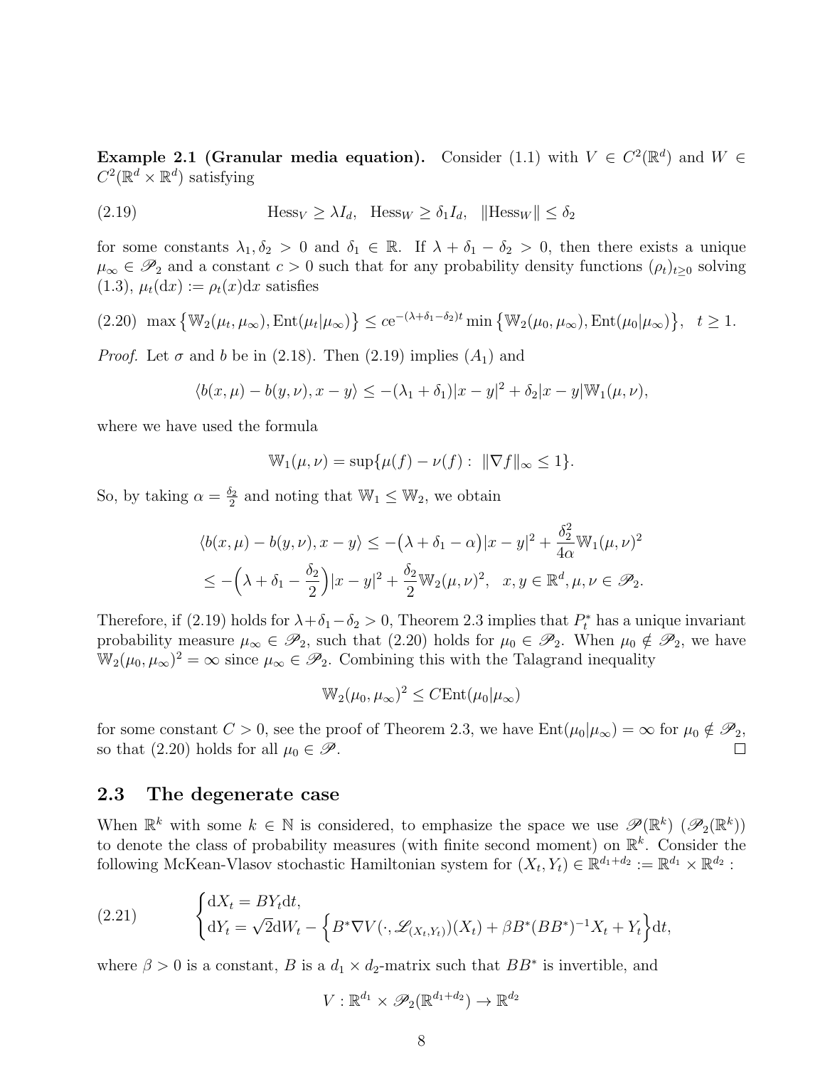**Example 2.1 (Granular media equation).** Consider (1.1) with $V \in C^2(\mathbb{R}^d)$ and $W \in C^2(\mathbb{R}^d \times \mathbb{R}^d)$ satisfying

$$\text{Hess}_V \geq \lambda I_d, \quad \text{Hess}_W \geq \delta_1 I_d, \quad \|\text{Hess}_W\| \leq \delta_2 \tag{2.19}$$

for some constants $\lambda_1, \delta_2 > 0$ and $\delta_1 \in \mathbb{R}$. If $\lambda + \delta_1 - \delta_2 > 0$, then there exists a unique $\mu_\infty \in \mathscr{P}_2$ and a constant $c > 0$ such that for any probability density functions $(\rho_t)_{t \geq 0}$ solving (1.3), $\mu_t(\mathrm{d}x) := \rho_t(x)\mathrm{d}x$ satisfies

$$\max\left\{\mathbb{W}_2(\mu_t, \mu_\infty), \text{Ent}(\mu_t|\mu_\infty)\right\} \leq c\mathrm{e}^{-(\lambda+\delta_1-\delta_2)t} \min\left\{\mathbb{W}_2(\mu_0, \mu_\infty), \text{Ent}(\mu_0|\mu_\infty)\right\}, \quad t \geq 1. \tag{2.20}$$

*Proof.* Let $\sigma$ and $b$ be in (2.18). Then (2.19) implies $(A_1)$ and

$$\langle b(x,\mu) - b(y,\nu), x - y\rangle \leq -(\lambda_1 + \delta_1)|x-y|^2 + \delta_2|x-y|\mathbb{W}_1(\mu,\nu),$$

where we have used the formula

$$\mathbb{W}_1(\mu,\nu) = \sup\{\mu(f) - \nu(f) : \ \|\nabla f\|_\infty \leq 1\}.$$

So, by taking $\alpha = \frac{\delta_2}{2}$ and noting that $\mathbb{W}_1 \leq \mathbb{W}_2$, we obtain

$$\begin{aligned}
\langle b(x,\mu) - b(y,\nu), x-y\rangle &\leq -\big(\lambda + \delta_1 - \alpha\big)|x-y|^2 + \frac{\delta_2^2}{4\alpha}\mathbb{W}_1(\mu,\nu)^2 \\
&\leq -\Big(\lambda + \delta_1 - \frac{\delta_2}{2}\Big)|x-y|^2 + \frac{\delta_2}{2}\mathbb{W}_2(\mu,\nu)^2, \quad x,y \in \mathbb{R}^d, \mu,\nu \in \mathscr{P}_2.
\end{aligned}$$

Therefore, if (2.19) holds for $\lambda + \delta_1 - \delta_2 > 0$, Theorem 2.3 implies that $P_t^*$ has a unique invariant probability measure $\mu_\infty \in \mathscr{P}_2$, such that (2.20) holds for $\mu_0 \in \mathscr{P}_2$. When $\mu_0 \notin \mathscr{P}_2$, we have $\mathbb{W}_2(\mu_0, \mu_\infty)^2 = \infty$ since $\mu_\infty \in \mathscr{P}_2$. Combining this with the Talagrand inequality

$$\mathbb{W}_2(\mu_0, \mu_\infty)^2 \leq C\text{Ent}(\mu_0|\mu_\infty)$$

for some constant $C > 0$, see the proof of Theorem 2.3, we have $\text{Ent}(\mu_0|\mu_\infty) = \infty$ for $\mu_0 \notin \mathscr{P}_2$, so that (2.20) holds for all $\mu_0 \in \mathscr{P}$. □

## 2.3 The degenerate case

When $\mathbb{R}^k$ with some $k \in \mathbb{N}$ is considered, to emphasize the space we use $\mathscr{P}(\mathbb{R}^k)$ ($\mathscr{P}_2(\mathbb{R}^k)$) to denote the class of probability measures (with finite second moment) on $\mathbb{R}^k$. Consider the following McKean-Vlasov stochastic Hamiltonian system for $(X_t, Y_t) \in \mathbb{R}^{d_1+d_2} := \mathbb{R}^{d_1} \times \mathbb{R}^{d_2}$ :

$$\begin{cases} \mathrm{d}X_t = BY_t\mathrm{d}t, \\ \mathrm{d}Y_t = \sqrt{2}\mathrm{d}W_t - \Big\{B^*\nabla V(\cdot, \mathscr{L}_{(X_t,Y_t)})(X_t) + \beta B^*(BB^*)^{-1}X_t + Y_t\Big\}\mathrm{d}t, \end{cases} \tag{2.21}$$

where $\beta > 0$ is a constant, $B$ is a $d_1 \times d_2$-matrix such that $BB^*$ is invertible, and

$$V : \mathbb{R}^{d_1} \times \mathscr{P}_2(\mathbb{R}^{d_1+d_2}) \to \mathbb{R}^{d_2}$$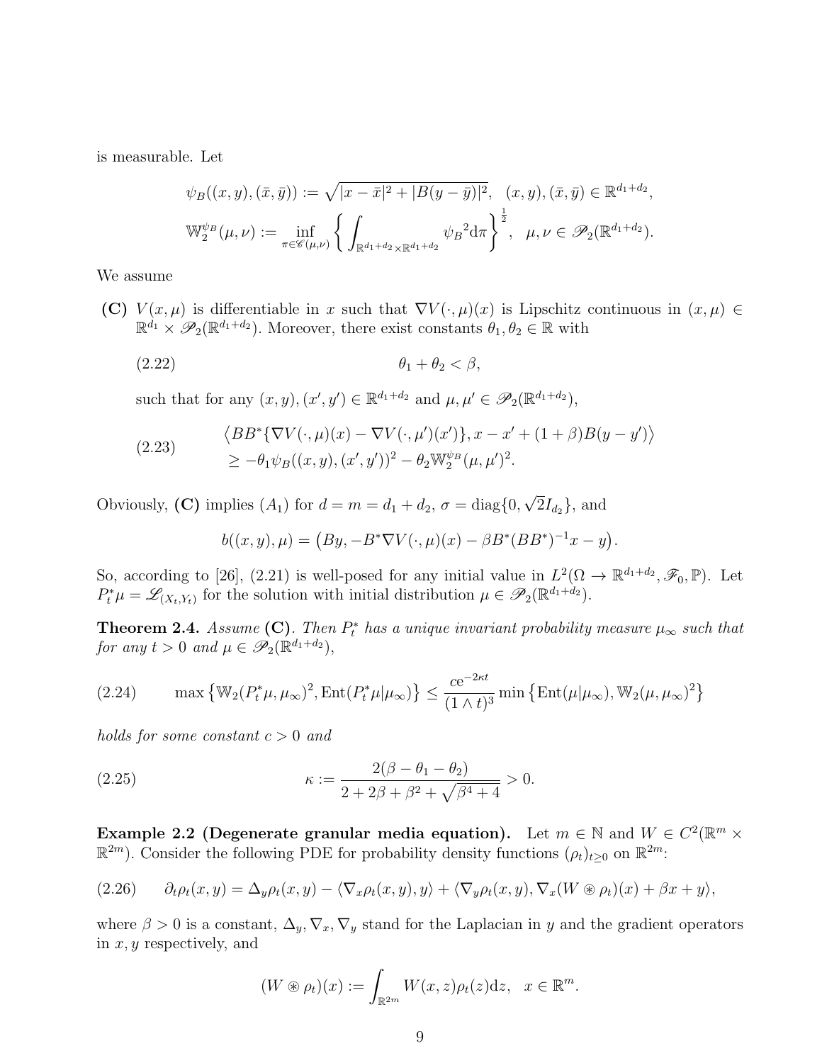is measurable. Let

$$\psi_B((x,y),(\bar{x},\bar{y})) := \sqrt{|x-\bar{x}|^2 + |B(y-\bar{y})|^2}, \quad (x,y),(\bar{x},\bar{y}) \in \mathbb{R}^{d_1+d_2},$$

$$\mathbb{W}_2^{\psi_B}(\mu,\nu) := \inf_{\pi \in \mathscr{C}(\mu,\nu)} \left\{ \int_{\mathbb{R}^{d_1+d_2}\times\mathbb{R}^{d_1+d_2}} {\psi_B}^2 \mathrm{d}\pi \right\}^{\frac{1}{2}}, \quad \mu,\nu \in \mathscr{P}_2(\mathbb{R}^{d_1+d_2}).$$

We assume

**(C)** $V(x,\mu)$ is differentiable in $x$ such that $\nabla V(\cdot,\mu)(x)$ is Lipschitz continuous in $(x,\mu) \in \mathbb{R}^{d_1} \times \mathscr{P}_2(\mathbb{R}^{d_1+d_2})$. Moreover, there exist constants $\theta_1, \theta_2 \in \mathbb{R}$ with

$$\theta_1 + \theta_2 < \beta, \tag{2.22}$$

such that for any $(x,y),(x',y') \in \mathbb{R}^{d_1+d_2}$ and $\mu,\mu' \in \mathscr{P}_2(\mathbb{R}^{d_1+d_2})$,

$$\begin{aligned} &\big\langle BB^*\{\nabla V(\cdot,\mu)(x) - \nabla V(\cdot,\mu')(x')\}, x - x' + (1+\beta)B(y-y')\big\rangle \\ &\geq -\theta_1 \psi_B((x,y),(x',y'))^2 - \theta_2 \mathbb{W}_2^{\psi_B}(\mu,\mu')^2. \end{aligned} \tag{2.23}$$

Obviously, **(C)** implies $(A_1)$ for $d = m = d_1 + d_2$, $\sigma = \mathrm{diag}\{0, \sqrt{2} I_{d_2}\}$, and

$$b((x,y),\mu) = \big(By, -B^*\nabla V(\cdot,\mu)(x) - \beta B^*(BB^*)^{-1}x - y\big).$$

So, according to [26], (2.21) is well-posed for any initial value in $L^2(\Omega \to \mathbb{R}^{d_1+d_2}, \mathscr{F}_0, \mathbb{P})$. Let $P_t^*\mu = \mathscr{L}_{(X_t,Y_t)}$ for the solution with initial distribution $\mu \in \mathscr{P}_2(\mathbb{R}^{d_1+d_2})$.

**Theorem 2.4.** *Assume* **(C)**. *Then $P_t^*$ has a unique invariant probability measure $\mu_\infty$ such that for any $t > 0$ and $\mu \in \mathscr{P}_2(\mathbb{R}^{d_1+d_2})$,*

$$\max\big\{\mathbb{W}_2(P_t^*\mu,\mu_\infty)^2, \mathrm{Ent}(P_t^*\mu|\mu_\infty)\big\} \leq \frac{c\mathrm{e}^{-2\kappa t}}{(1\wedge t)^3} \min\big\{\mathrm{Ent}(\mu|\mu_\infty), \mathbb{W}_2(\mu,\mu_\infty)^2\big\} \tag{2.24}$$

*holds for some constant $c > 0$ and*

$$\kappa := \frac{2(\beta - \theta_1 - \theta_2)}{2 + 2\beta + \beta^2 + \sqrt{\beta^4 + 4}} > 0. \tag{2.25}$$

**Example 2.2 (Degenerate granular media equation).** Let $m \in \mathbb{N}$ and $W \in C^2(\mathbb{R}^m \times \mathbb{R}^{2m})$. Consider the following PDE for probability density functions $(\rho_t)_{t\geq 0}$ on $\mathbb{R}^{2m}$:

$$\partial_t \rho_t(x,y) = \Delta_y \rho_t(x,y) - \langle \nabla_x \rho_t(x,y), y\rangle + \langle \nabla_y \rho_t(x,y), \nabla_x (W \circledast \rho_t)(x) + \beta x + y\rangle, \tag{2.26}$$

where $\beta > 0$ is a constant, $\Delta_y, \nabla_x, \nabla_y$ stand for the Laplacian in $y$ and the gradient operators in $x, y$ respectively, and

$$(W \circledast \rho_t)(x) := \int_{\mathbb{R}^{2m}} W(x,z)\rho_t(z)\mathrm{d}z, \quad x \in \mathbb{R}^m.$$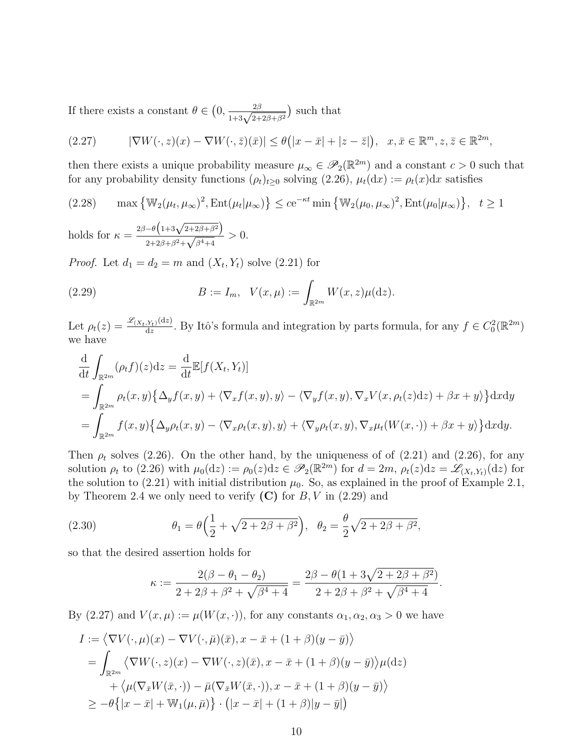If there exists a constant $\theta \in \big(0, \frac{2\beta}{1+3\sqrt{2+2\beta+\beta^2}}\big)$ such that

$$
(2.27) \qquad |\nabla W(\cdot, z)(x) - \nabla W(\cdot, \bar{z})(\bar{x})| \le \theta\big(|x-\bar{x}| + |z-\bar{z}|\big), \quad x, \bar{x} \in \mathbb{R}^m, z, \bar{z} \in \mathbb{R}^{2m},
$$

then there exists a unique probability measure $\mu_\infty \in \mathscr{P}_2(\mathbb{R}^{2m})$ and a constant $c > 0$ such that for any probability density functions $(\rho_t)_{t\ge 0}$ solving (2.26), $\mu_t(\mathrm{d}x) := \rho_t(x)\mathrm{d}x$ satisfies

$$
(2.28) \qquad \max\big\{\mathbb{W}_2(\mu_t, \mu_\infty)^2, \mathrm{Ent}(\mu_t|\mu_\infty)\big\} \le c e^{-\kappa t} \min\big\{\mathbb{W}_2(\mu_0, \mu_\infty)^2, \mathrm{Ent}(\mu_0|\mu_\infty)\big\}, \quad t \ge 1
$$

holds for $\kappa = \frac{2\beta - \theta\big(1+3\sqrt{2+2\beta+\beta^2}\big)}{2+2\beta+\beta^2+\sqrt{\beta^4+4}} > 0$.

*Proof.* Let $d_1 = d_2 = m$ and $(X_t, Y_t)$ solve (2.21) for

$$
(2.29) \qquad B := I_m, \quad V(x,\mu) := \int_{\mathbb{R}^{2m}} W(x,z)\mu(\mathrm{d}z).
$$

Let $\rho_t(z) = \frac{\mathscr{L}_{(X_t,Y_t)}(\mathrm{d}z)}{\mathrm{d}z}$. By Itô's formula and integration by parts formula, for any $f \in C_0^2(\mathbb{R}^{2m})$ we have

$$
\begin{aligned}
&\frac{\mathrm{d}}{\mathrm{d}t}\int_{\mathbb{R}^{2m}} (\rho_t f)(z)\mathrm{d}z = \frac{\mathrm{d}}{\mathrm{d}t}\mathbb{E}[f(X_t,Y_t)] \\
&= \int_{\mathbb{R}^{2m}} \rho_t(x,y)\big\{\Delta_y f(x,y) + \langle \nabla_x f(x,y), y\rangle - \langle \nabla_y f(x,y), \nabla_x V(x, \rho_t(z)\mathrm{d}z) + \beta x + y\rangle\big\}\mathrm{d}x\mathrm{d}y \\
&= \int_{\mathbb{R}^{2m}} f(x,y)\big\{\Delta_y \rho_t(x,y) - \langle \nabla_x \rho_t(x,y), y\rangle + \langle \nabla_y \rho_t(x,y), \nabla_x \mu_t(W(x,\cdot)) + \beta x + y\rangle\big\}\mathrm{d}x\mathrm{d}y.
\end{aligned}
$$

Then $\rho_t$ solves (2.26). On the other hand, by the uniqueness of of (2.21) and (2.26), for any solution $\rho_t$ to (2.26) with $\mu_0(\mathrm{d}z) := \rho_0(z)\mathrm{d}z \in \mathscr{P}_2(\mathbb{R}^{2m})$ for $d = 2m$, $\rho_t(z)\mathrm{d}z = \mathscr{L}_{(X_t,Y_t)}(\mathrm{d}z)$ for the solution to (2.21) with initial distribution $\mu_0$. So, as explained in the proof of Example 2.1, by Theorem 2.4 we only need to verify **(C)** for $B, V$ in (2.29) and

$$
(2.30) \qquad \theta_1 = \theta\Big(\frac{1}{2} + \sqrt{2+2\beta+\beta^2}\Big), \quad \theta_2 = \frac{\theta}{2}\sqrt{2+2\beta+\beta^2},
$$

so that the desired assertion holds for

$$
\kappa := \frac{2(\beta - \theta_1 - \theta_2)}{2+2\beta+\beta^2+\sqrt{\beta^4+4}} = \frac{2\beta - \theta(1+3\sqrt{2+2\beta+\beta^2})}{2+2\beta+\beta^2+\sqrt{\beta^4+4}}.
$$

By (2.27) and $V(x,\mu) := \mu(W(x,\cdot))$, for any constants $\alpha_1, \alpha_2, \alpha_3 > 0$ we have

$$
\begin{aligned}
I &:= \big\langle \nabla V(\cdot,\mu)(x) - \nabla V(\cdot,\bar{\mu})(\bar{x}), x - \bar{x} + (1+\beta)(y-\bar{y})\big\rangle \\
&= \int_{\mathbb{R}^{2m}} \big\langle \nabla W(\cdot,z)(x) - \nabla W(\cdot,z)(\bar{x}), x-\bar{x} + (1+\beta)(y-\bar{y})\big\rangle \mu(\mathrm{d}z) \\
&\quad + \big\langle \mu(\nabla_{\bar{x}} W(\bar{x},\cdot)) - \bar{\mu}(\nabla_{\bar{x}} W(\bar{x},\cdot)), x-\bar{x} + (1+\beta)(y-\bar{y})\big\rangle \\
&\ge -\theta\big\{|x-\bar{x}| + \mathbb{W}_1(\mu,\bar{\mu})\big\} \cdot \big(|x-\bar{x}| + (1+\beta)|y-\bar{y}|\big)
\end{aligned}
$$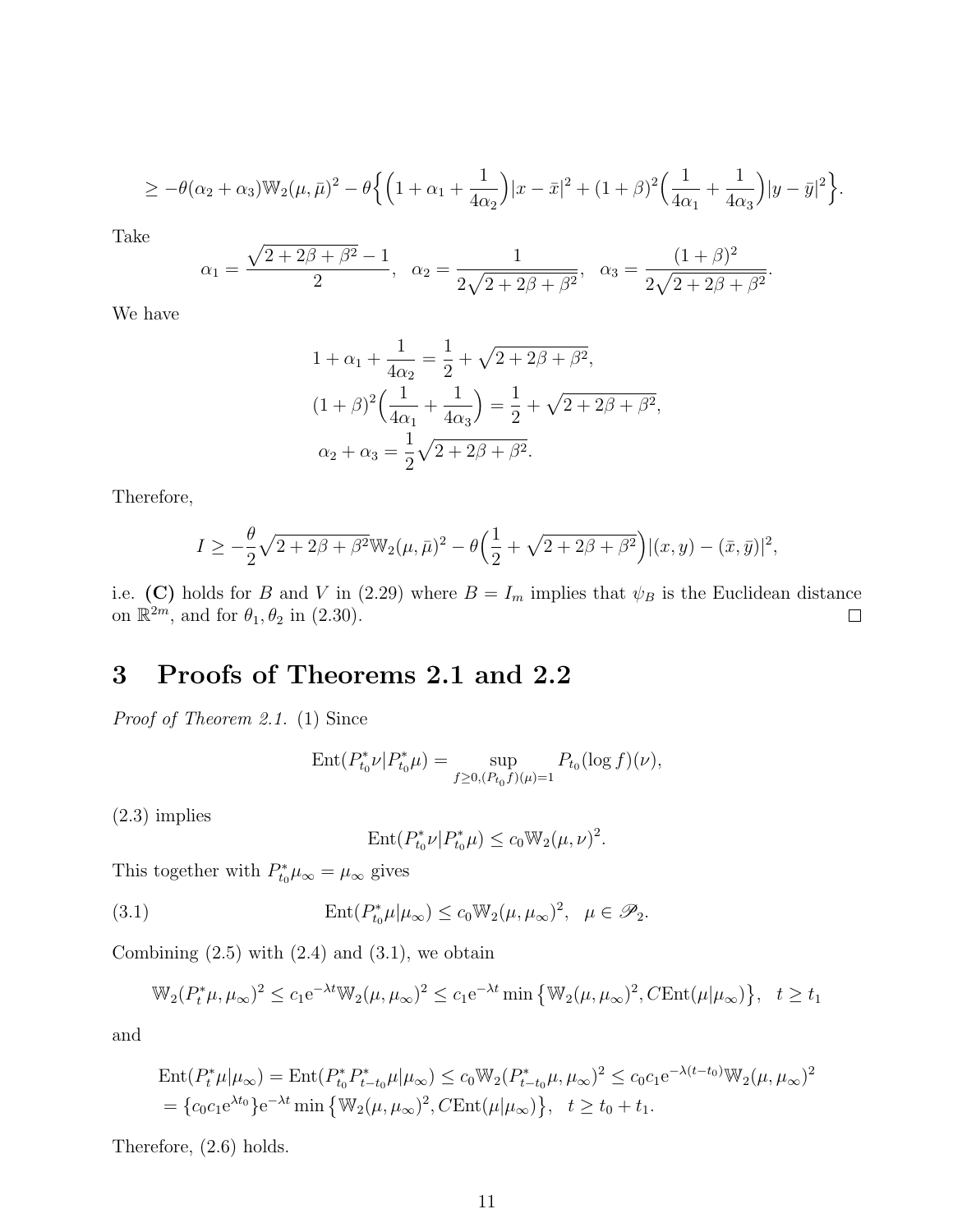$$\geq -\theta(\alpha_2+\alpha_3)\mathbb{W}_2(\mu,\bar\mu)^2 - \theta\Big\{\Big(1+\alpha_1+\frac{1}{4\alpha_2}\Big)|x-\bar x|^2 + (1+\beta)^2\Big(\frac{1}{4\alpha_1}+\frac{1}{4\alpha_3}\Big)|y-\bar y|^2\Big\}.$$

Take

$$\alpha_1 = \frac{\sqrt{2+2\beta+\beta^2}-1}{2},\quad \alpha_2 = \frac{1}{2\sqrt{2+2\beta+\beta^2}},\quad \alpha_3 = \frac{(1+\beta)^2}{2\sqrt{2+2\beta+\beta^2}}.$$

We have

$$\begin{aligned} &1+\alpha_1+\frac{1}{4\alpha_2} = \frac{1}{2}+\sqrt{2+2\beta+\beta^2},\\ &(1+\beta)^2\Big(\frac{1}{4\alpha_1}+\frac{1}{4\alpha_3}\Big) = \frac{1}{2}+\sqrt{2+2\beta+\beta^2},\\ &\alpha_2+\alpha_3 = \frac{1}{2}\sqrt{2+2\beta+\beta^2}. \end{aligned}$$

Therefore,

$$I \geq -\frac{\theta}{2}\sqrt{2+2\beta+\beta^2}\,\mathbb{W}_2(\mu,\bar\mu)^2 - \theta\Big(\frac{1}{2}+\sqrt{2+2\beta+\beta^2}\Big)|(x,y)-(\bar x,\bar y)|^2,$$

i.e. **(C)** holds for $B$ and $V$ in (2.29) where $B = I_m$ implies that $\psi_B$ is the Euclidean distance on $\mathbb{R}^{2m}$, and for $\theta_1,\theta_2$ in (2.30). $\square$

# 3 Proofs of Theorems 2.1 and 2.2

*Proof of Theorem 2.1.* (1) Since

$$\mathrm{Ent}(P_{t_0}^*\nu|P_{t_0}^*\mu) = \sup_{f\geq 0,(P_{t_0}f)(\mu)=1} P_{t_0}(\log f)(\nu),$$

(2.3) implies

$$\mathrm{Ent}(P_{t_0}^*\nu|P_{t_0}^*\mu) \leq c_0\mathbb{W}_2(\mu,\nu)^2.$$

This together with $P_{t_0}^*\mu_\infty = \mu_\infty$ gives

$$\mathrm{Ent}(P_{t_0}^*\mu|\mu_\infty) \leq c_0\mathbb{W}_2(\mu,\mu_\infty)^2,\quad \mu\in\mathscr{P}_2. \tag{3.1}$$

Combining (2.5) with (2.4) and (3.1), we obtain

$$\mathbb{W}_2(P_t^*\mu,\mu_\infty)^2 \leq c_1\mathrm{e}^{-\lambda t}\mathbb{W}_2(\mu,\mu_\infty)^2 \leq c_1\mathrm{e}^{-\lambda t}\min\big\{\mathbb{W}_2(\mu,\mu_\infty)^2, C\mathrm{Ent}(\mu|\mu_\infty)\big\},\quad t\geq t_1$$

and

$$\begin{aligned} &\mathrm{Ent}(P_t^*\mu|\mu_\infty) = \mathrm{Ent}(P_{t_0}^*P_{t-t_0}^*\mu|\mu_\infty) \leq c_0\mathbb{W}_2(P_{t-t_0}^*\mu,\mu_\infty)^2 \leq c_0c_1\mathrm{e}^{-\lambda(t-t_0)}\mathbb{W}_2(\mu,\mu_\infty)^2\\ &= \{c_0c_1\mathrm{e}^{\lambda t_0}\}\mathrm{e}^{-\lambda t}\min\big\{\mathbb{W}_2(\mu,\mu_\infty)^2, C\mathrm{Ent}(\mu|\mu_\infty)\big\},\quad t\geq t_0+t_1. \end{aligned}$$

Therefore, (2.6) holds.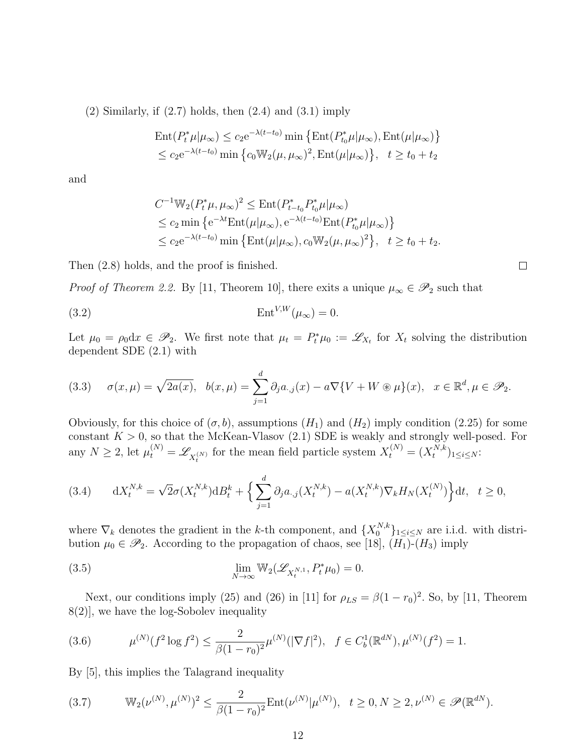(2) Similarly, if (2.7) holds, then (2.4) and (3.1) imply

$$
\begin{aligned}
\mathrm{Ent}(P_t^*\mu|\mu_\infty) &\le c_2 \mathrm{e}^{-\lambda(t-t_0)} \min\big\{\mathrm{Ent}(P_{t_0}^*\mu|\mu_\infty), \mathrm{Ent}(\mu|\mu_\infty)\big\} \\
&\le c_2 \mathrm{e}^{-\lambda(t-t_0)} \min\big\{c_0 \mathbb{W}_2(\mu,\mu_\infty)^2, \mathrm{Ent}(\mu|\mu_\infty)\big\}, \quad t \ge t_0 + t_2
\end{aligned}
$$

and

$$
\begin{aligned}
C^{-1}\mathbb{W}_2(P_t^*\mu,\mu_\infty)^2 &\le \mathrm{Ent}(P_{t-t_0}^* P_{t_0}^*\mu|\mu_\infty) \\
&\le c_2 \min\big\{\mathrm{e}^{-\lambda t}\mathrm{Ent}(\mu|\mu_\infty), \mathrm{e}^{-\lambda(t-t_0)}\mathrm{Ent}(P_{t_0}^*\mu|\mu_\infty)\big\} \\
&\le c_2 \mathrm{e}^{-\lambda(t-t_0)} \min\big\{\mathrm{Ent}(\mu|\mu_\infty), c_0 \mathbb{W}_2(\mu,\mu_\infty)^2\big\}, \quad t \ge t_0 + t_2.
\end{aligned}
$$

Then (2.8) holds, and the proof is finished. $\square$

*Proof of Theorem 2.2.* By [11, Theorem 10], there exits a unique $\mu_\infty \in \mathscr{P}_2$ such that

$$
\mathrm{Ent}^{V,W}(\mu_\infty) = 0. \tag{3.2}
$$

Let $\mu_0 = \rho_0 \mathrm{d}x \in \mathscr{P}_2$. We first note that $\mu_t = P_t^*\mu_0 := \mathscr{L}_{X_t}$ for $X_t$ solving the distribution dependent SDE (2.1) with

$$
\sigma(x,\mu) = \sqrt{2a(x)}, \quad b(x,\mu) = \sum_{j=1}^d \partial_j a_{\cdot j}(x) - a\nabla\{V + W \circledast \mu\}(x), \quad x \in \mathbb{R}^d, \mu \in \mathscr{P}_2. \tag{3.3}
$$

Obviously, for this choice of $(\sigma, b)$, assumptions $(H_1)$ and $(H_2)$ imply condition (2.25) for some constant $K > 0$, so that the McKean-Vlasov (2.1) SDE is weakly and strongly well-posed. For any $N \ge 2$, let $\mu_t^{(N)} = \mathscr{L}_{X_t^{(N)}}$ for the mean field particle system $X_t^{(N)} = (X_t^{N,k})_{1\le i\le N}$:

$$
\mathrm{d}X_t^{N,k} = \sqrt{2}\sigma(X_t^{N,k})\mathrm{d}B_t^k + \Big\{\sum_{j=1}^d \partial_j a_{\cdot j}(X_t^{N,k}) - a(X_t^{N,k})\nabla_k H_N(X_t^{(N)})\Big\}\mathrm{d}t, \quad t \ge 0, \tag{3.4}
$$

where $\nabla_k$ denotes the gradient in the $k$-th component, and $\{X_0^{N,k}\}_{1\le i\le N}$ are i.i.d. with distribution $\mu_0 \in \mathscr{P}_2$. According to the propagation of chaos, see [18], $(H_1)$-$(H_3)$ imply

$$
\lim_{N\to\infty} \mathbb{W}_2(\mathscr{L}_{X_t^{N,1}}, P_t^*\mu_0) = 0. \tag{3.5}
$$

Next, our conditions imply (25) and (26) in [11] for $\rho_{LS} = \beta(1-r_0)^2$. So, by [11, Theorem 8(2)], we have the log-Sobolev inequality

$$
\mu^{(N)}(f^2\log f^2) \le \frac{2}{\beta(1-r_0)^2}\mu^{(N)}(|\nabla f|^2), \quad f \in C_b^1(\mathbb{R}^{dN}), \mu^{(N)}(f^2) = 1. \tag{3.6}
$$

By [5], this implies the Talagrand inequality

$$
\mathbb{W}_2(\nu^{(N)}, \mu^{(N)})^2 \le \frac{2}{\beta(1-r_0)^2}\mathrm{Ent}(\nu^{(N)}|\mu^{(N)}), \quad t \ge 0, N \ge 2, \nu^{(N)} \in \mathscr{P}(\mathbb{R}^{dN}). \tag{3.7}
$$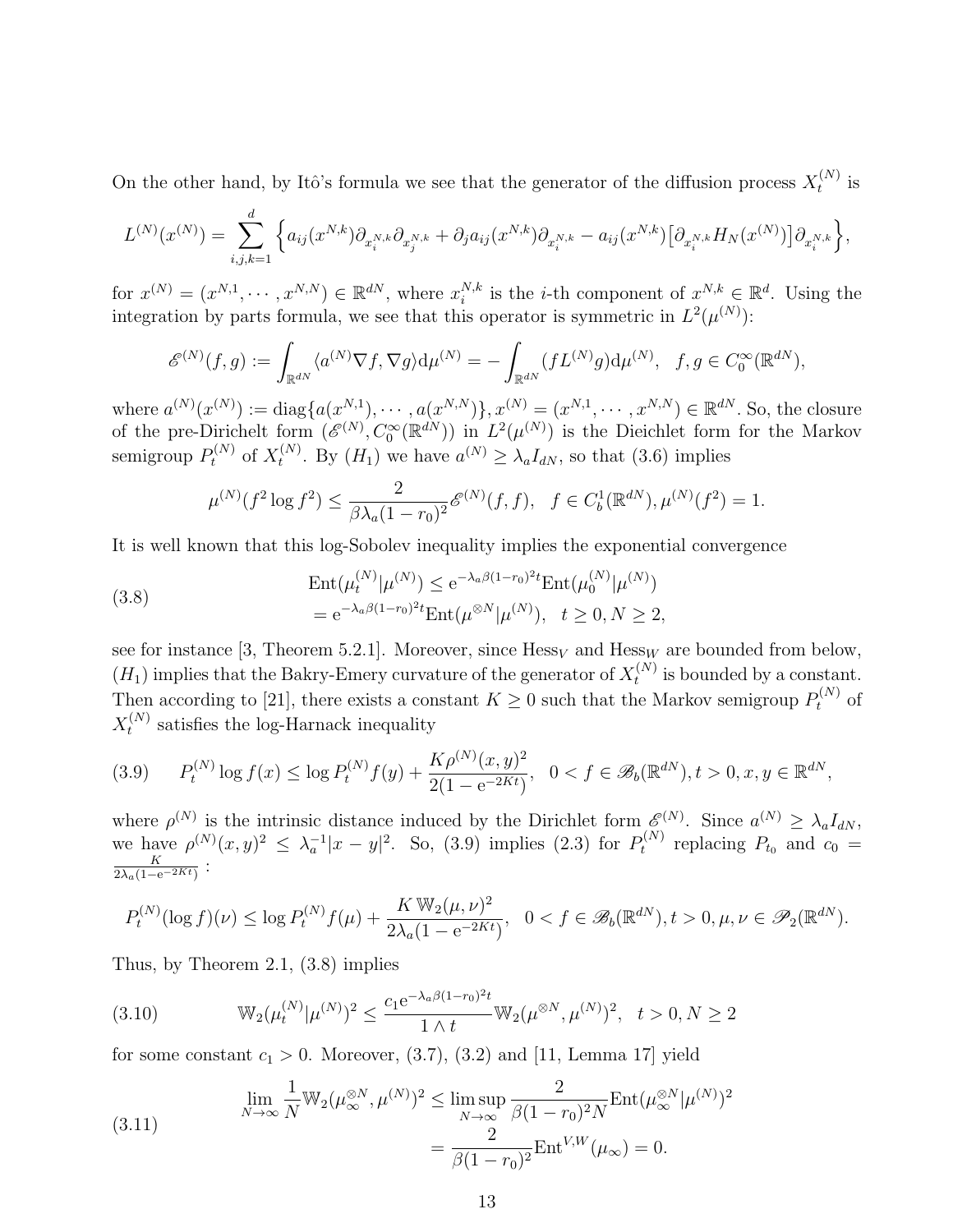On the other hand, by Itô's formula we see that the generator of the diffusion process $X_t^{(N)}$ is

$$L^{(N)}(x^{(N)}) = \sum_{i,j,k=1}^{d} \Big\{ a_{ij}(x^{N,k}) \partial_{x_i^{N,k}} \partial_{x_j^{N,k}} + \partial_j a_{ij}(x^{N,k}) \partial_{x_i^{N,k}} - a_{ij}(x^{N,k}) \big[\partial_{x_i^{N,k}} H_N(x^{(N)})\big] \partial_{x_i^{N,k}} \Big\},$$

for $x^{(N)} = (x^{N,1}, \cdots, x^{N,N}) \in \mathbb{R}^{dN}$, where $x_i^{N,k}$ is the $i$-th component of $x^{N,k} \in \mathbb{R}^d$. Using the integration by parts formula, we see that this operator is symmetric in $L^2(\mu^{(N)})$:

$$\mathscr{E}^{(N)}(f,g) := \int_{\mathbb{R}^{dN}} \langle a^{(N)} \nabla f, \nabla g \rangle \mathrm{d}\mu^{(N)} = -\int_{\mathbb{R}^{dN}} (f L^{(N)} g) \mathrm{d}\mu^{(N)}, \quad f, g \in C_0^\infty(\mathbb{R}^{dN}),$$

where $a^{(N)}(x^{(N)}) := \mathrm{diag}\{a(x^{N,1}), \cdots, a(x^{N,N})\}, x^{(N)} = (x^{N,1}, \cdots, x^{N,N}) \in \mathbb{R}^{dN}$. So, the closure of the pre-Dirichelt form $(\mathscr{E}^{(N)}, C_0^\infty(\mathbb{R}^{dN}))$ in $L^2(\mu^{(N)})$ is the Dieichlet form for the Markov semigroup $P_t^{(N)}$ of $X_t^{(N)}$. By $(H_1)$ we have $a^{(N)} \geq \lambda_a I_{dN}$, so that (3.6) implies

$$\mu^{(N)}(f^2 \log f^2) \leq \frac{2}{\beta \lambda_a (1-r_0)^2} \mathscr{E}^{(N)}(f,f), \quad f \in C_b^1(\mathbb{R}^{dN}), \mu^{(N)}(f^2) = 1.$$

It is well known that this log-Sobolev inequality implies the exponential convergence

$$\begin{aligned}
\mathrm{Ent}(\mu_t^{(N)} | \mu^{(N)}) &\leq \mathrm{e}^{-\lambda_a \beta (1-r_0)^2 t} \mathrm{Ent}(\mu_0^{(N)} | \mu^{(N)}) \\
&= \mathrm{e}^{-\lambda_a \beta (1-r_0)^2 t} \mathrm{Ent}(\mu^{\otimes N} | \mu^{(N)}), \quad t \geq 0, N \geq 2,
\end{aligned} \tag{3.8}$$

see for instance [3, Theorem 5.2.1]. Moreover, since $\mathrm{Hess}_V$ and $\mathrm{Hess}_W$ are bounded from below, $(H_1)$ implies that the Bakry-Emery curvature of the generator of $X_t^{(N)}$ is bounded by a constant. Then according to [21], there exists a constant $K \geq 0$ such that the Markov semigroup $P_t^{(N)}$ of $X_t^{(N)}$ satisfies the log-Harnack inequality

$$P_t^{(N)} \log f(x) \leq \log P_t^{(N)} f(y) + \frac{K \rho^{(N)}(x,y)^2}{2(1-\mathrm{e}^{-2Kt})}, \quad 0 < f \in \mathscr{B}_b(\mathbb{R}^{dN}), t > 0, x, y \in \mathbb{R}^{dN}, \tag{3.9}$$

where $\rho^{(N)}$ is the intrinsic distance induced by the Dirichlet form $\mathscr{E}^{(N)}$. Since $a^{(N)} \geq \lambda_a I_{dN}$, we have $\rho^{(N)}(x,y)^2 \leq \lambda_a^{-1} |x-y|^2$. So, (3.9) implies (2.3) for $P_t^{(N)}$ replacing $P_{t_0}$ and $c_0 = \frac{K}{2\lambda_a(1-\mathrm{e}^{-2Kt})}$ :

$$P_t^{(N)}(\log f)(\nu) \leq \log P_t^{(N)} f(\mu) + \frac{K\, \mathbb{W}_2(\mu,\nu)^2}{2\lambda_a(1-\mathrm{e}^{-2Kt})}, \quad 0 < f \in \mathscr{B}_b(\mathbb{R}^{dN}), t > 0, \mu, \nu \in \mathscr{P}_2(\mathbb{R}^{dN}).$$

Thus, by Theorem 2.1, (3.8) implies

$$\mathbb{W}_2(\mu_t^{(N)} | \mu^{(N)})^2 \leq \frac{c_1 \mathrm{e}^{-\lambda_a \beta (1-r_0)^2 t}}{1 \wedge t} \mathbb{W}_2(\mu^{\otimes N}, \mu^{(N)})^2, \quad t > 0, N \geq 2 \tag{3.10}$$

for some constant $c_1 > 0$. Moreover, (3.7), (3.2) and [11, Lemma 17] yield

$$\begin{aligned}
\lim_{N\to\infty} \frac{1}{N} \mathbb{W}_2(\mu_\infty^{\otimes N}, \mu^{(N)})^2 &\leq \limsup_{N\to\infty} \frac{2}{\beta(1-r_0)^2 N} \mathrm{Ent}(\mu_\infty^{\otimes N} | \mu^{(N)})^2 \\
&= \frac{2}{\beta(1-r_0)^2} \mathrm{Ent}^{V,W}(\mu_\infty) = 0.
\end{aligned} \tag{3.11}$$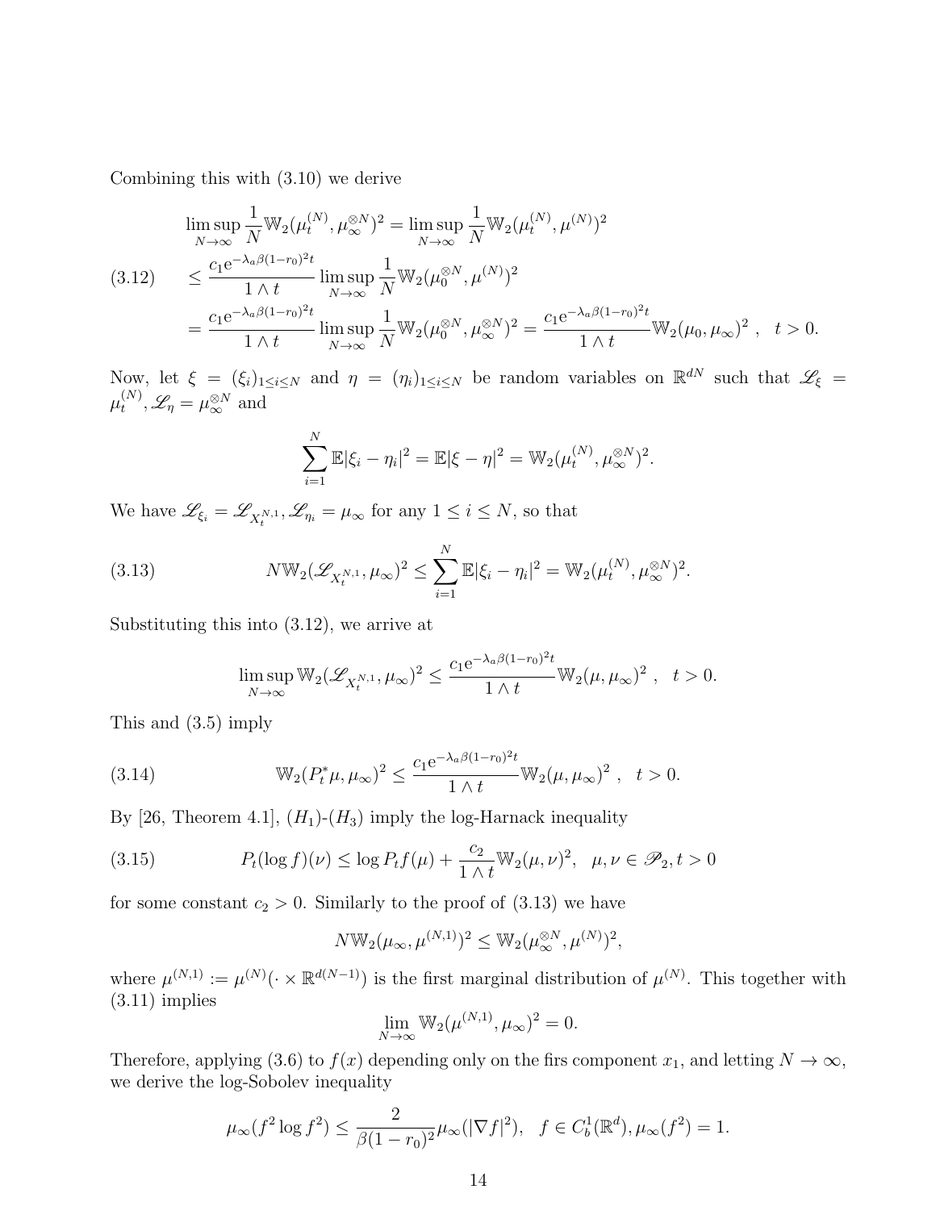Combining this with (3.10) we derive

$$
\begin{aligned}
\limsup_{N\to\infty} \frac{1}{N}\mathbb{W}_2(\mu_t^{(N)}, \mu_\infty^{\otimes N})^2 &= \limsup_{N\to\infty} \frac{1}{N}\mathbb{W}_2(\mu_t^{(N)}, \mu^{(N)})^2 \\
&\le \frac{c_1 \mathrm{e}^{-\lambda_a \beta(1-r_0)^2 t}}{1\wedge t} \limsup_{N\to\infty} \frac{1}{N}\mathbb{W}_2(\mu_0^{\otimes N}, \mu^{(N)})^2 \\
&= \frac{c_1 \mathrm{e}^{-\lambda_a \beta(1-r_0)^2 t}}{1\wedge t} \limsup_{N\to\infty} \frac{1}{N}\mathbb{W}_2(\mu_0^{\otimes N}, \mu_\infty^{\otimes N})^2 = \frac{c_1 \mathrm{e}^{-\lambda_a \beta(1-r_0)^2 t}}{1\wedge t}\mathbb{W}_2(\mu_0, \mu_\infty)^2, \quad t>0.
\end{aligned} \tag{3.12}
$$

Now, let $\xi = (\xi_i)_{1\le i\le N}$ and $\eta = (\eta_i)_{1\le i\le N}$ be random variables on $\mathbb{R}^{dN}$ such that $\mathscr{L}_\xi = \mu_t^{(N)}, \mathscr{L}_\eta = \mu_\infty^{\otimes N}$ and

$$
\sum_{i=1}^N \mathbb{E}|\xi_i - \eta_i|^2 = \mathbb{E}|\xi-\eta|^2 = \mathbb{W}_2(\mu_t^{(N)}, \mu_\infty^{\otimes N})^2.
$$

We have $\mathscr{L}_{\xi_i} = \mathscr{L}_{X_t^{N,1}}, \mathscr{L}_{\eta_i} = \mu_\infty$ for any $1\le i\le N$, so that

$$
N\mathbb{W}_2(\mathscr{L}_{X_t^{N,1}}, \mu_\infty)^2 \le \sum_{i=1}^N \mathbb{E}|\xi_i-\eta_i|^2 = \mathbb{W}_2(\mu_t^{(N)}, \mu_\infty^{\otimes N})^2. \tag{3.13}
$$

Substituting this into (3.12), we arrive at

$$
\limsup_{N\to\infty} \mathbb{W}_2(\mathscr{L}_{X_t^{N,1}}, \mu_\infty)^2 \le \frac{c_1 \mathrm{e}^{-\lambda_a \beta(1-r_0)^2 t}}{1\wedge t}\mathbb{W}_2(\mu, \mu_\infty)^2, \quad t>0.
$$

This and (3.5) imply

$$
\mathbb{W}_2(P_t^*\mu, \mu_\infty)^2 \le \frac{c_1 \mathrm{e}^{-\lambda_a \beta(1-r_0)^2 t}}{1\wedge t}\mathbb{W}_2(\mu, \mu_\infty)^2, \quad t>0. \tag{3.14}
$$

By [26, Theorem 4.1], $(H_1)$-$(H_3)$ imply the log-Harnack inequality

$$
P_t(\log f)(\nu) \le \log P_t f(\mu) + \frac{c_2}{1\wedge t}\mathbb{W}_2(\mu,\nu)^2, \quad \mu,\nu\in\mathscr{P}_2, t>0 \tag{3.15}
$$

for some constant $c_2>0$. Similarly to the proof of (3.13) we have

$$
N\mathbb{W}_2(\mu_\infty, \mu^{(N,1)})^2 \le \mathbb{W}_2(\mu_\infty^{\otimes N}, \mu^{(N)})^2,
$$

where $\mu^{(N,1)} := \mu^{(N)}(\cdot\times\mathbb{R}^{d(N-1)})$ is the first marginal distribution of $\mu^{(N)}$. This together with (3.11) implies

$$
\lim_{N\to\infty} \mathbb{W}_2(\mu^{(N,1)}, \mu_\infty)^2 = 0.
$$

Therefore, applying (3.6) to $f(x)$ depending only on the firs component $x_1$, and letting $N\to\infty$, we derive the log-Sobolev inequality

$$
\mu_\infty(f^2\log f^2) \le \frac{2}{\beta(1-r_0)^2}\mu_\infty(|\nabla f|^2), \quad f\in C_b^1(\mathbb{R}^d), \mu_\infty(f^2)=1.
$$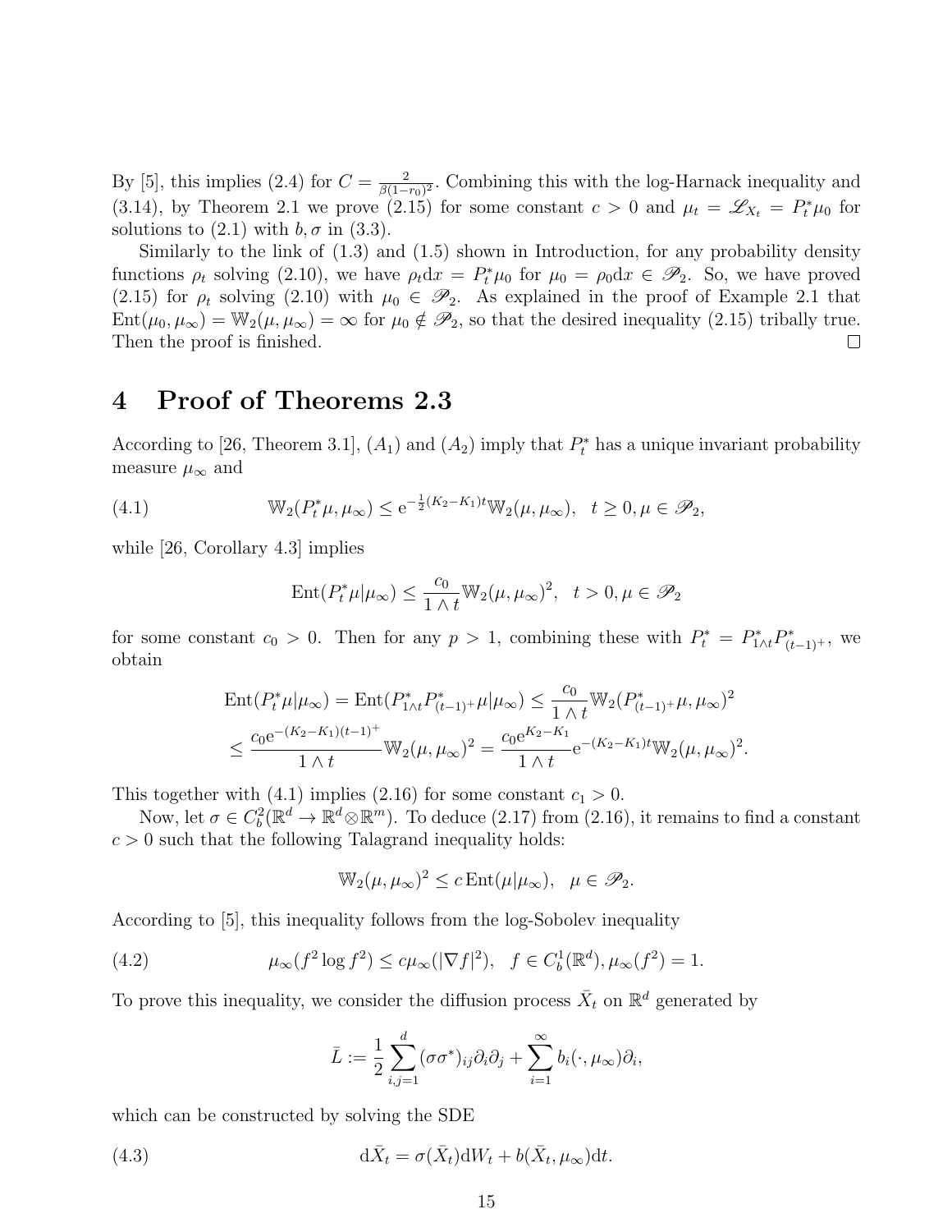By [5], this implies (2.4) for $C = \frac{2}{\beta(1-r_0)^2}$. Combining this with the log-Harnack inequality and (3.14), by Theorem 2.1 we prove (2.15) for some constant $c > 0$ and $\mu_t = \mathscr{L}_{X_t} = P_t^*\mu_0$ for solutions to (2.1) with $b, \sigma$ in (3.3).

Similarly to the link of (1.3) and (1.5) shown in Introduction, for any probability density functions $\rho_t$ solving (2.10), we have $\rho_t \mathrm{d}x = P_t^*\mu_0$ for $\mu_0 = \rho_0 \mathrm{d}x \in \mathscr{P}_2$. So, we have proved (2.15) for $\rho_t$ solving (2.10) with $\mu_0 \in \mathscr{P}_2$. As explained in the proof of Example 2.1 that $\mathrm{Ent}(\mu_0, \mu_\infty) = \mathbb{W}_2(\mu, \mu_\infty) = \infty$ for $\mu_0 \notin \mathscr{P}_2$, so that the desired inequality (2.15) tribally true. Then the proof is finished. □

# 4 Proof of Theorems 2.3

According to [26, Theorem 3.1], $(A_1)$ and $(A_2)$ imply that $P_t^*$ has a unique invariant probability measure $\mu_\infty$ and

$$\mathbb{W}_2(P_t^*\mu, \mu_\infty) \le \mathrm{e}^{-\frac{1}{2}(K_2-K_1)t}\mathbb{W}_2(\mu, \mu_\infty), \quad t \ge 0, \mu \in \mathscr{P}_2, \tag{4.1}$$

while [26, Corollary 4.3] implies

$$\mathrm{Ent}(P_t^*\mu|\mu_\infty) \le \frac{c_0}{1 \wedge t}\mathbb{W}_2(\mu, \mu_\infty)^2, \quad t > 0, \mu \in \mathscr{P}_2$$

for some constant $c_0 > 0$. Then for any $p > 1$, combining these with $P_t^* = P_{1\wedge t}^* P_{(t-1)^+}^*$, we obtain

$$\begin{aligned}
\mathrm{Ent}(P_t^*\mu|\mu_\infty) &= \mathrm{Ent}(P_{1\wedge t}^* P_{(t-1)^+}^*\mu|\mu_\infty) \le \frac{c_0}{1\wedge t}\mathbb{W}_2(P_{(t-1)^+}^*\mu, \mu_\infty)^2 \\
&\le \frac{c_0 \mathrm{e}^{-(K_2-K_1)(t-1)^+}}{1\wedge t}\mathbb{W}_2(\mu, \mu_\infty)^2 = \frac{c_0 \mathrm{e}^{K_2-K_1}}{1\wedge t}\mathrm{e}^{-(K_2-K_1)t}\mathbb{W}_2(\mu, \mu_\infty)^2.
\end{aligned}$$

This together with (4.1) implies (2.16) for some constant $c_1 > 0$.

Now, let $\sigma \in C_b^2(\mathbb{R}^d \to \mathbb{R}^d \otimes \mathbb{R}^m)$. To deduce (2.17) from (2.16), it remains to find a constant $c > 0$ such that the following Talagrand inequality holds:

$$\mathbb{W}_2(\mu, \mu_\infty)^2 \le c\,\mathrm{Ent}(\mu|\mu_\infty), \quad \mu \in \mathscr{P}_2.$$

According to [5], this inequality follows from the log-Sobolev inequality

$$\mu_\infty(f^2 \log f^2) \le c\mu_\infty(|\nabla f|^2), \quad f \in C_b^1(\mathbb{R}^d), \mu_\infty(f^2) = 1. \tag{4.2}$$

To prove this inequality, we consider the diffusion process $\bar{X}_t$ on $\mathbb{R}^d$ generated by

$$\bar{L} := \frac{1}{2}\sum_{i,j=1}^d (\sigma\sigma^*)_{ij}\partial_i\partial_j + \sum_{i=1}^\infty b_i(\cdot, \mu_\infty)\partial_i,$$

which can be constructed by solving the SDE

$$\mathrm{d}\bar{X}_t = \sigma(\bar{X}_t)\mathrm{d}W_t + b(\bar{X}_t, \mu_\infty)\mathrm{d}t. \tag{4.3}$$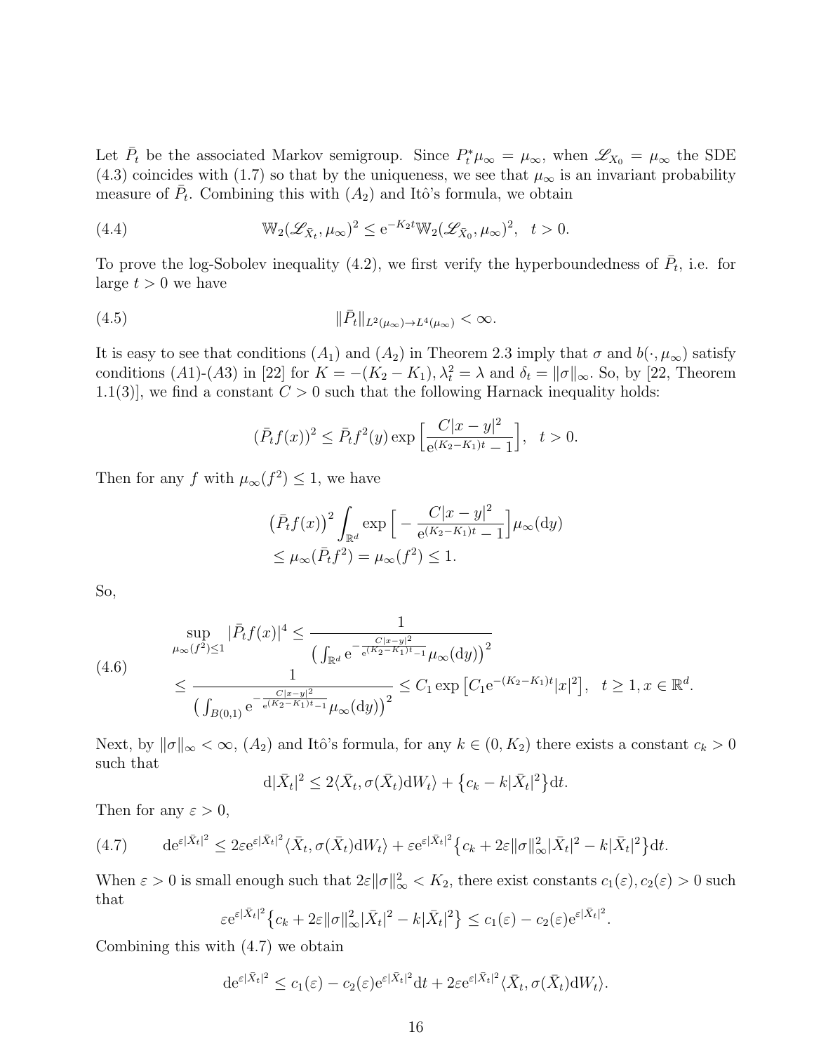Let $\bar{P}_t$ be the associated Markov semigroup. Since $P_t^*\mu_\infty = \mu_\infty$, when $\mathscr{L}_{X_0} = \mu_\infty$ the SDE (4.3) coincides with (1.7) so that by the uniqueness, we see that $\mu_\infty$ is an invariant probability measure of $\bar{P}_t$. Combining this with $(A_2)$ and Itô's formula, we obtain

$$\mathbb{W}_2(\mathscr{L}_{\bar{X}_t}, \mu_\infty)^2 \leq \mathrm{e}^{-K_2 t}\mathbb{W}_2(\mathscr{L}_{\bar{X}_0}, \mu_\infty)^2, \quad t > 0. \tag{4.4}$$

To prove the log-Sobolev inequality (4.2), we first verify the hyperboundedness of $\bar{P}_t$, i.e. for large $t > 0$ we have

$$\|\bar{P}_t\|_{L^2(\mu_\infty)\to L^4(\mu_\infty)} < \infty. \tag{4.5}$$

It is easy to see that conditions $(A_1)$ and $(A_2)$ in Theorem 2.3 imply that $\sigma$ and $b(\cdot, \mu_\infty)$ satisfy conditions $(A1)$-$(A3)$ in [22] for $K = -(K_2 - K_1), \lambda_t^2 = \lambda$ and $\delta_t = \|\sigma\|_\infty$. So, by [22, Theorem 1.1(3)], we find a constant $C > 0$ such that the following Harnack inequality holds:

$$(\bar{P}_t f(x))^2 \leq \bar{P}_t f^2(y) \exp\Big[\frac{C|x-y|^2}{\mathrm{e}^{(K_2-K_1)t} - 1}\Big], \quad t > 0.$$

Then for any $f$ with $\mu_\infty(f^2) \leq 1$, we have

$$\begin{aligned}
&\big(\bar{P}_t f(x)\big)^2 \int_{\mathbb{R}^d} \exp\Big[-\frac{C|x-y|^2}{\mathrm{e}^{(K_2-K_1)t} - 1}\Big]\mu_\infty(\mathrm{d}y) \\
&\leq \mu_\infty(\bar{P}_t f^2) = \mu_\infty(f^2) \leq 1.
\end{aligned}$$

So,

$$\begin{aligned}
\sup_{\mu_\infty(f^2)\leq 1} |\bar{P}_t f(x)|^4 &\leq \frac{1}{\big(\int_{\mathbb{R}^d} \mathrm{e}^{-\frac{C|x-y|^2}{\mathrm{e}^{(K_2-K_1)t}-1}}\mu_\infty(\mathrm{d}y)\big)^2} \\
&\leq \frac{1}{\big(\int_{B(0,1)} \mathrm{e}^{-\frac{C|x-y|^2}{\mathrm{e}^{(K_2-K_1)t}-1}}\mu_\infty(\mathrm{d}y)\big)^2} \leq C_1 \exp\big[C_1 \mathrm{e}^{-(K_2-K_1)t}|x|^2\big], \quad t \geq 1, x \in \mathbb{R}^d.
\end{aligned} \tag{4.6}$$

Next, by $\|\sigma\|_\infty < \infty$, $(A_2)$ and Itô's formula, for any $k \in (0, K_2)$ there exists a constant $c_k > 0$ such that

$$\mathrm{d}|\bar{X}_t|^2 \leq 2\langle \bar{X}_t, \sigma(\bar{X}_t)\mathrm{d}W_t\rangle + \big\{c_k - k|\bar{X}_t|^2\big\}\mathrm{d}t.$$

Then for any $\varepsilon > 0$,

$$\mathrm{d}\mathrm{e}^{\varepsilon|\bar{X}_t|^2} \leq 2\varepsilon \mathrm{e}^{\varepsilon|\bar{X}_t|^2}\langle \bar{X}_t, \sigma(\bar{X}_t)\mathrm{d}W_t\rangle + \varepsilon \mathrm{e}^{\varepsilon|\bar{X}_t|^2}\big\{c_k + 2\varepsilon\|\sigma\|_\infty^2|\bar{X}_t|^2 - k|\bar{X}_t|^2\big\}\mathrm{d}t. \tag{4.7}$$

When $\varepsilon > 0$ is small enough such that $2\varepsilon\|\sigma\|_\infty^2 < K_2$, there exist constants $c_1(\varepsilon), c_2(\varepsilon) > 0$ such that

$$\varepsilon \mathrm{e}^{\varepsilon|\bar{X}_t|^2}\big\{c_k + 2\varepsilon\|\sigma\|_\infty^2|\bar{X}_t|^2 - k|\bar{X}_t|^2\big\} \leq c_1(\varepsilon) - c_2(\varepsilon)\mathrm{e}^{\varepsilon|\bar{X}_t|^2}.$$

Combining this with (4.7) we obtain

$$\mathrm{d}\mathrm{e}^{\varepsilon|\bar{X}_t|^2} \leq c_1(\varepsilon) - c_2(\varepsilon)\mathrm{e}^{\varepsilon|\bar{X}_t|^2}\mathrm{d}t + 2\varepsilon \mathrm{e}^{\varepsilon|\bar{X}_t|^2}\langle \bar{X}_t, \sigma(\bar{X}_t)\mathrm{d}W_t\rangle.$$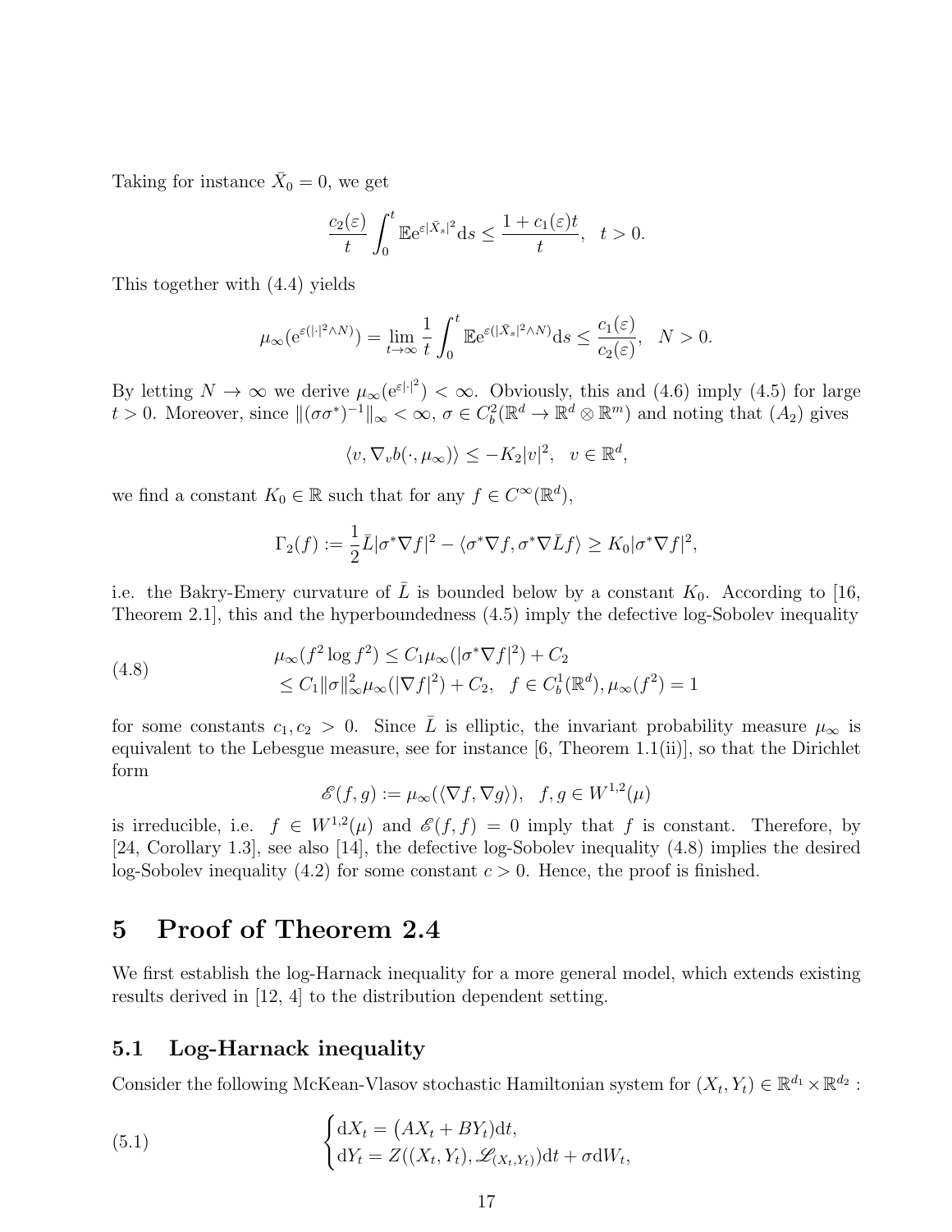Taking for instance $\bar{X}_0 = 0$, we get

$$\frac{c_2(\varepsilon)}{t}\int_0^t \mathbb{E}\mathrm{e}^{\varepsilon|\bar{X}_s|^2}\mathrm{d}s \le \frac{1+c_1(\varepsilon)t}{t}, \quad t>0.$$

This together with (4.4) yields

$$\mu_\infty(\mathrm{e}^{\varepsilon(|\cdot|^2\wedge N)}) = \lim_{t\to\infty}\frac{1}{t}\int_0^t \mathbb{E}\mathrm{e}^{\varepsilon(|\bar{X}_s|^2\wedge N)}\mathrm{d}s \le \frac{c_1(\varepsilon)}{c_2(\varepsilon)}, \quad N>0.$$

By letting $N\to\infty$ we derive $\mu_\infty(\mathrm{e}^{\varepsilon|\cdot|^2})<\infty$. Obviously, this and (4.6) imply (4.5) for large $t>0$. Moreover, since $\|(\sigma\sigma^*)^{-1}\|_\infty<\infty$, $\sigma\in C_b^2(\mathbb{R}^d\to\mathbb{R}^d\otimes\mathbb{R}^m)$ and noting that $(A_2)$ gives

$$\langle v, \nabla_v b(\cdot,\mu_\infty)\rangle \le -K_2|v|^2, \quad v\in\mathbb{R}^d,$$

we find a constant $K_0\in\mathbb{R}$ such that for any $f\in C^\infty(\mathbb{R}^d)$,

$$\Gamma_2(f) := \frac{1}{2}\bar{L}|\sigma^*\nabla f|^2 - \langle\sigma^*\nabla f, \sigma^*\nabla\bar{L}f\rangle \ge K_0|\sigma^*\nabla f|^2,$$

i.e. the Bakry-Emery curvature of $\bar{L}$ is bounded below by a constant $K_0$. According to [16, Theorem 2.1], this and the hyperboundedness (4.5) imply the defective log-Sobolev inequality

$$\begin{aligned}\mu_\infty(f^2\log f^2) &\le C_1\mu_\infty(|\sigma^*\nabla f|^2) + C_2 \\ &\le C_1\|\sigma\|_\infty^2\mu_\infty(|\nabla f|^2) + C_2, \quad f\in C_b^1(\mathbb{R}^d), \mu_\infty(f^2)=1\end{aligned} \tag{4.8}$$

for some constants $c_1, c_2>0$. Since $\bar{L}$ is elliptic, the invariant probability measure $\mu_\infty$ is equivalent to the Lebesgue measure, see for instance [6, Theorem 1.1(ii)], so that the Dirichlet form

$$\mathscr{E}(f,g) := \mu_\infty(\langle\nabla f,\nabla g\rangle), \quad f,g\in W^{1,2}(\mu)$$

is irreducible, i.e. $f\in W^{1,2}(\mu)$ and $\mathscr{E}(f,f)=0$ imply that $f$ is constant. Therefore, by [24, Corollary 1.3], see also [14], the defective log-Sobolev inequality (4.8) implies the desired log-Sobolev inequality (4.2) for some constant $c>0$. Hence, the proof is finished.

# 5 Proof of Theorem 2.4

We first establish the log-Harnack inequality for a more general model, which extends existing results derived in [12, 4] to the distribution dependent setting.

## 5.1 Log-Harnack inequality

Consider the following McKean-Vlasov stochastic Hamiltonian system for $(X_t,Y_t)\in\mathbb{R}^{d_1}\times\mathbb{R}^{d_2}$ :

$$\begin{cases}\mathrm{d}X_t = \big(AX_t + BY_t\big)\mathrm{d}t,\\ \mathrm{d}Y_t = Z((X_t,Y_t),\mathscr{L}_{(X_t,Y_t)})\mathrm{d}t + \sigma\mathrm{d}W_t,\end{cases} \tag{5.1}$$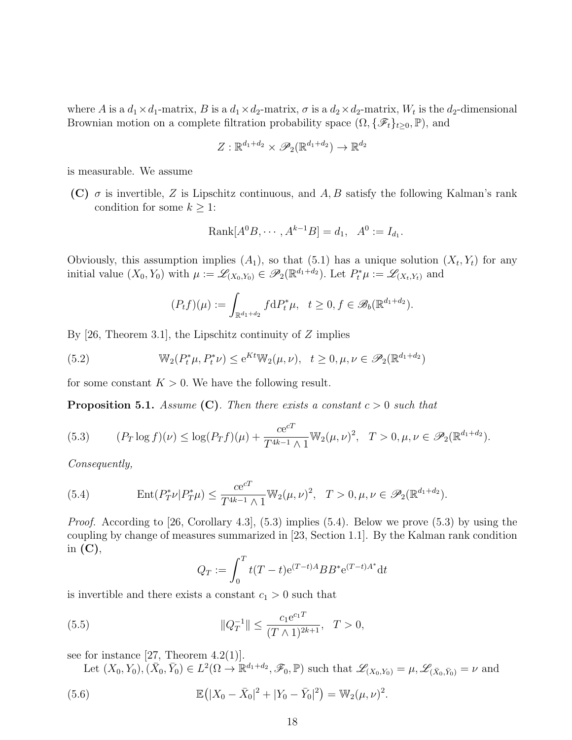where $A$ is a $d_1 \times d_1$-matrix, $B$ is a $d_1 \times d_2$-matrix, $\sigma$ is a $d_2 \times d_2$-matrix, $W_t$ is the $d_2$-dimensional Brownian motion on a complete filtration probability space $(\Omega, \{\mathscr{F}_t\}_{t\geq 0}, \mathbb{P})$, and

$$Z : \mathbb{R}^{d_1+d_2} \times \mathscr{P}_2(\mathbb{R}^{d_1+d_2}) \to \mathbb{R}^{d_2}$$

is measurable. We assume

**(C)** $\sigma$ is invertible, $Z$ is Lipschitz continuous, and $A, B$ satisfy the following Kalman's rank condition for some $k \geq 1$:

$$\mathrm{Rank}[A^0 B, \cdots, A^{k-1}B] = d_1, \quad A^0 := I_{d_1}.$$

Obviously, this assumption implies $(A_1)$, so that (5.1) has a unique solution $(X_t, Y_t)$ for any initial value $(X_0, Y_0)$ with $\mu := \mathscr{L}_{(X_0,Y_0)} \in \mathscr{P}_2(\mathbb{R}^{d_1+d_2})$. Let $P_t^*\mu := \mathscr{L}_{(X_t,Y_t)}$ and

$$(P_t f)(\mu) := \int_{\mathbb{R}^{d_1+d_2}} f \mathrm{d}P_t^*\mu, \quad t \geq 0, f \in \mathscr{B}_b(\mathbb{R}^{d_1+d_2}).$$

By [26, Theorem 3.1], the Lipschitz continuity of $Z$ implies

$$\mathbb{W}_2(P_t^*\mu, P_t^*\nu) \leq \mathrm{e}^{Kt}\mathbb{W}_2(\mu, \nu), \quad t \geq 0, \mu, \nu \in \mathscr{P}_2(\mathbb{R}^{d_1+d_2}) \tag{5.2}$$

for some constant $K > 0$. We have the following result.

**Proposition 5.1.** *Assume* **(C)**. *Then there exists a constant $c > 0$ such that*

$$(P_T \log f)(\nu) \leq \log(P_T f)(\mu) + \frac{c\mathrm{e}^{cT}}{T^{4k-1} \wedge 1}\mathbb{W}_2(\mu, \nu)^2, \quad T > 0, \mu, \nu \in \mathscr{P}_2(\mathbb{R}^{d_1+d_2}). \tag{5.3}$$

*Consequently,*

$$\mathrm{Ent}(P_T^*\nu | P_T^*\mu) \leq \frac{c\mathrm{e}^{cT}}{T^{4k-1} \wedge 1}\mathbb{W}_2(\mu, \nu)^2, \quad T > 0, \mu, \nu \in \mathscr{P}_2(\mathbb{R}^{d_1+d_2}). \tag{5.4}$$

*Proof.* According to [26, Corollary 4.3], (5.3) implies (5.4). Below we prove (5.3) by using the coupling by change of measures summarized in [23, Section 1.1]. By the Kalman rank condition in **(C)**,

$$Q_T := \int_0^T t(T-t)\mathrm{e}^{(T-t)A}BB^*\mathrm{e}^{(T-t)A^*}\mathrm{d}t$$

is invertible and there exists a constant $c_1 > 0$ such that

$$\|Q_T^{-1}\| \leq \frac{c_1 \mathrm{e}^{c_1 T}}{(T \wedge 1)^{2k+1}}, \quad T > 0, \tag{5.5}$$

see for instance [27, Theorem 4.2(1)].

Let $(X_0, Y_0), (\bar{X}_0, \bar{Y}_0) \in L^2(\Omega \to \mathbb{R}^{d_1+d_2}, \mathscr{F}_0, \mathbb{P})$ such that $\mathscr{L}_{(X_0,Y_0)} = \mu, \mathscr{L}_{(\bar{X}_0,\bar{Y}_0)} = \nu$ and

$$\mathbb{E}\big(|X_0 - \bar{X}_0|^2 + |Y_0 - \bar{Y}_0|^2\big) = \mathbb{W}_2(\mu, \nu)^2. \tag{5.6}$$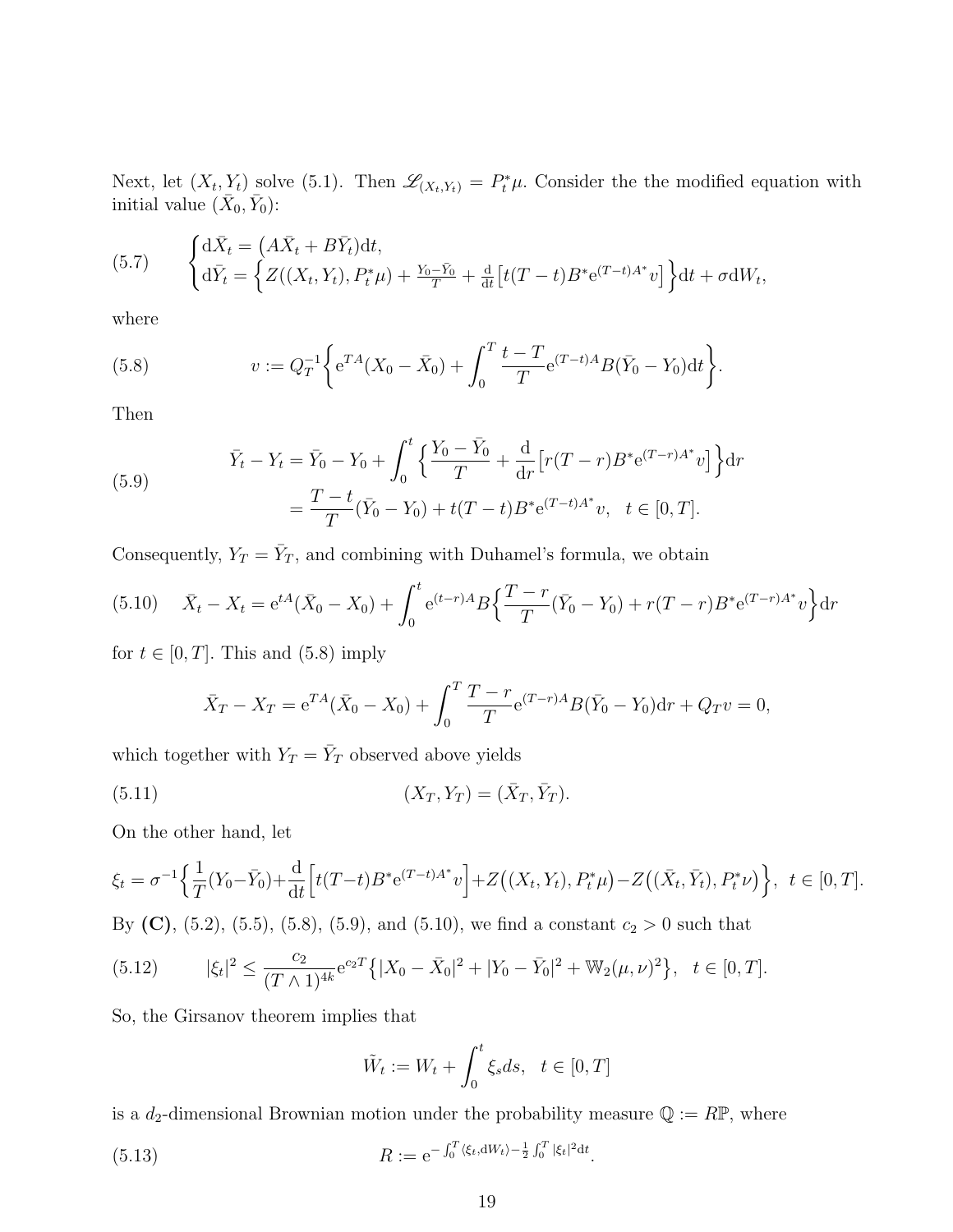Next, let $(X_t, Y_t)$ solve (5.1). Then $\mathscr{L}_{(X_t,Y_t)} = P_t^*\mu$. Consider the the modified equation with initial value $(\bar{X}_0, \bar{Y}_0)$:

$$
\begin{cases} \mathrm{d}\bar{X}_t = \big(A\bar{X}_t + B\bar{Y}_t\big)\mathrm{d}t, \\ \mathrm{d}\bar{Y}_t = \Big\{Z((X_t,Y_t), P_t^*\mu) + \frac{Y_0 - \bar{Y}_0}{T} + \frac{\mathrm{d}}{\mathrm{d}t}\big[t(T-t)B^*\mathrm{e}^{(T-t)A^*}v\big]\Big\}\mathrm{d}t + \sigma \mathrm{d}W_t, \end{cases} \tag{5.7}
$$

where

$$
v := Q_T^{-1}\Big\{\mathrm{e}^{TA}(X_0 - \bar{X}_0) + \int_0^T \frac{t-T}{T}\mathrm{e}^{(T-t)A}B(\bar{Y}_0 - Y_0)\mathrm{d}t\Big\}. \tag{5.8}
$$

Then

$$
\begin{aligned} \bar{Y}_t - Y_t &= \bar{Y}_0 - Y_0 + \int_0^t \Big\{\frac{Y_0 - \bar{Y}_0}{T} + \frac{\mathrm{d}}{\mathrm{d}r}\big[r(T-r)B^*\mathrm{e}^{(T-r)A^*}v\big]\Big\}\mathrm{d}r \\ &= \frac{T-t}{T}(\bar{Y}_0 - Y_0) + t(T-t)B^*\mathrm{e}^{(T-t)A^*}v, \quad t \in [0,T]. \end{aligned} \tag{5.9}
$$

Consequently, $Y_T = \bar{Y}_T$, and combining with Duhamel's formula, we obtain

$$
\bar{X}_t - X_t = \mathrm{e}^{tA}(\bar{X}_0 - X_0) + \int_0^t \mathrm{e}^{(t-r)A}B\Big\{\frac{T-r}{T}(\bar{Y}_0 - Y_0) + r(T-r)B^*\mathrm{e}^{(T-r)A^*}v\Big\}\mathrm{d}r \tag{5.10}
$$

for $t \in [0,T]$. This and (5.8) imply

$$
\bar{X}_T - X_T = \mathrm{e}^{TA}(\bar{X}_0 - X_0) + \int_0^T \frac{T-r}{T}\mathrm{e}^{(T-r)A}B(\bar{Y}_0 - Y_0)\mathrm{d}r + Q_T v = 0,
$$

which together with $Y_T = \bar{Y}_T$ observed above yields

$$
(X_T, Y_T) = (\bar{X}_T, \bar{Y}_T). \tag{5.11}
$$

On the other hand, let

$$
\xi_t = \sigma^{-1}\Big\{\frac{1}{T}(Y_0 - \bar{Y}_0) + \frac{\mathrm{d}}{\mathrm{d}t}\Big[t(T-t)B^*\mathrm{e}^{(T-t)A^*}v\Big] + Z\big((X_t,Y_t), P_t^*\mu\big) - Z\big((\bar{X}_t,\bar{Y}_t), P_t^*\nu\big)\Big\}, \quad t \in [0,T].
$$

By **(C)**, (5.2), (5.5), (5.8), (5.9), and (5.10), we find a constant $c_2 > 0$ such that

$$
|\xi_t|^2 \le \frac{c_2}{(T \wedge 1)^{4k}}\mathrm{e}^{c_2 T}\big\{|X_0 - \bar{X}_0|^2 + |Y_0 - \bar{Y}_0|^2 + \mathbb{W}_2(\mu,\nu)^2\big\}, \quad t \in [0,T]. \tag{5.12}
$$

So, the Girsanov theorem implies that

$$
\tilde{W}_t := W_t + \int_0^t \xi_s ds, \quad t \in [0,T]
$$

is a $d_2$-dimensional Brownian motion under the probability measure $\mathbb{Q} := R\mathbb{P}$, where

$$
R := \mathrm{e}^{-\int_0^T \langle \xi_t, \mathrm{d}W_t\rangle - \frac{1}{2}\int_0^T |\xi_t|^2 \mathrm{d}t}. \tag{5.13}
$$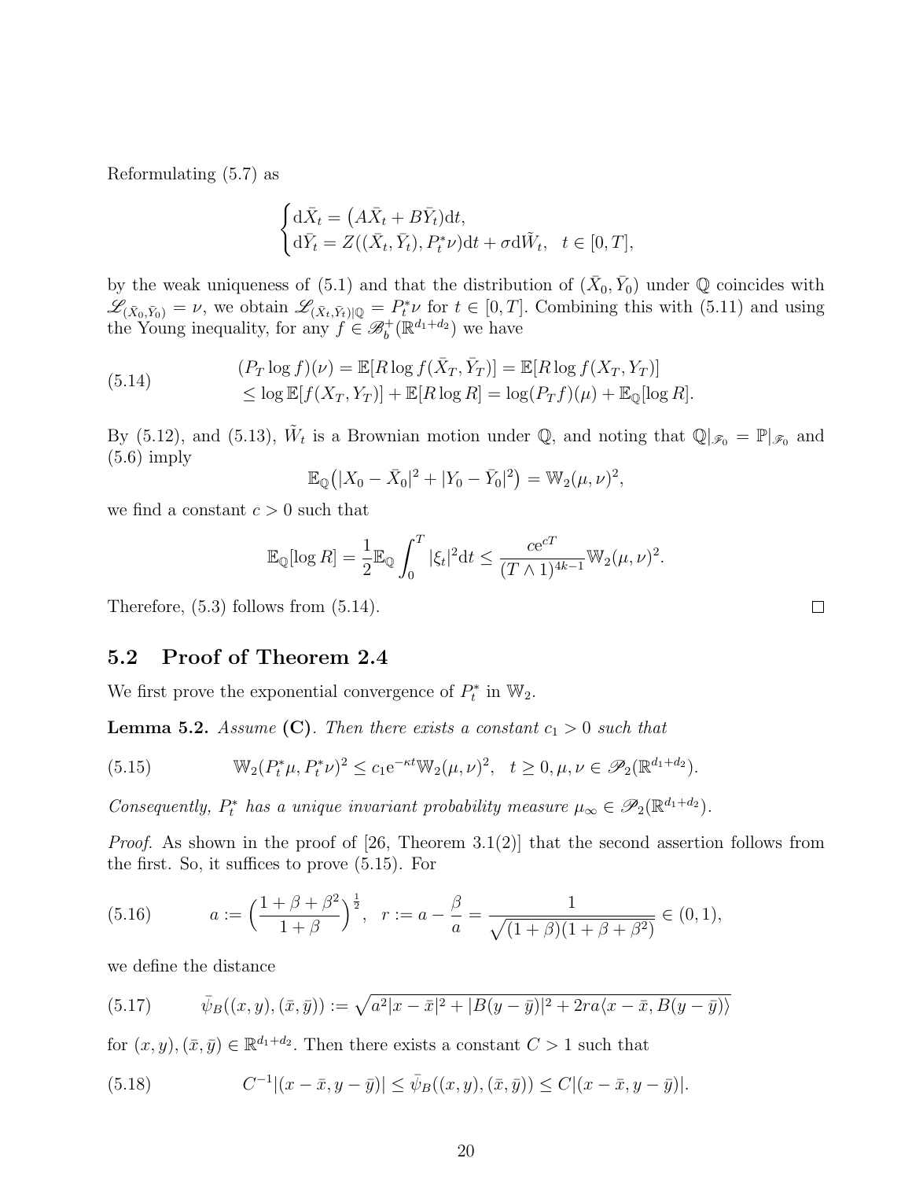Reformulating (5.7) as

$$
\begin{cases}
\mathrm{d}\bar{X}_t = \big(A\bar{X}_t + B\bar{Y}_t\big)\mathrm{d}t,\\
\mathrm{d}\bar{Y}_t = Z((\bar{X}_t,\bar{Y}_t), P_t^*\nu)\mathrm{d}t + \sigma \mathrm{d}\tilde{W}_t, \quad t\in[0,T],
\end{cases}
$$

by the weak uniqueness of (5.1) and that the distribution of $(\bar{X}_0,\bar{Y}_0)$ under $\mathbb{Q}$ coincides with $\mathscr{L}_{(\bar{X}_0,\bar{Y}_0)} = \nu$, we obtain $\mathscr{L}_{(\bar{X}_t,\bar{Y}_t)|\mathbb{Q}} = P_t^*\nu$ for $t\in[0,T]$. Combining this with (5.11) and using the Young inequality, for any $f\in\mathscr{B}_b^+(\mathbb{R}^{d_1+d_2})$ we have

$$
\begin{aligned}
(P_T\log f)(\nu) &= \mathbb{E}[R\log f(\bar{X}_T,\bar{Y}_T)] = \mathbb{E}[R\log f(X_T,Y_T)]\\
&\le \log \mathbb{E}[f(X_T,Y_T)] + \mathbb{E}[R\log R] = \log (P_Tf)(\mu) + \mathbb{E}_{\mathbb{Q}}[\log R].
\end{aligned}
\tag{5.14}
$$

By (5.12), and (5.13), $\tilde{W}_t$ is a Brownian motion under $\mathbb{Q}$, and noting that $\mathbb{Q}|_{\mathscr{F}_0} = \mathbb{P}|_{\mathscr{F}_0}$ and (5.6) imply

$$
\mathbb{E}_{\mathbb{Q}}\big(|X_0-\bar{X}_0|^2 + |Y_0-\bar{Y}_0|^2\big) = \mathbb{W}_2(\mu,\nu)^2,
$$

we find a constant $c>0$ such that

$$
\mathbb{E}_{\mathbb{Q}}[\log R] = \frac{1}{2}\mathbb{E}_{\mathbb{Q}}\int_0^T |\xi_t|^2\mathrm{d}t \le \frac{c\mathrm{e}^{cT}}{(T\wedge 1)^{4k-1}}\mathbb{W}_2(\mu,\nu)^2.
$$

Therefore, (5.3) follows from (5.14). □

## 5.2 Proof of Theorem 2.4

We first prove the exponential convergence of $P_t^*$ in $\mathbb{W}_2$.

**Lemma 5.2.** *Assume* **(C)**. *Then there exists a constant $c_1>0$ such that*

$$
\mathbb{W}_2(P_t^*\mu, P_t^*\nu)^2 \le c_1\mathrm{e}^{-\kappa t}\mathbb{W}_2(\mu,\nu)^2,\quad t\ge 0, \mu,\nu\in\mathscr{P}_2(\mathbb{R}^{d_1+d_2}).
\tag{5.15}
$$

*Consequently, $P_t^*$ has a unique invariant probability measure $\mu_\infty\in\mathscr{P}_2(\mathbb{R}^{d_1+d_2})$.*

*Proof.* As shown in the proof of [26, Theorem 3.1(2)] that the second assertion follows from the first. So, it suffices to prove (5.15). For

$$
a := \Big(\frac{1+\beta+\beta^2}{1+\beta}\Big)^{\frac{1}{2}},\quad r := a - \frac{\beta}{a} = \frac{1}{\sqrt{(1+\beta)(1+\beta+\beta^2)}}\in(0,1),
\tag{5.16}
$$

we define the distance

$$
\bar{\psi}_B((x,y),(\bar{x},\bar{y})) := \sqrt{a^2|x-\bar{x}|^2 + |B(y-\bar{y})|^2 + 2ra\langle x-\bar{x}, B(y-\bar{y})\rangle}
\tag{5.17}
$$

for $(x,y),(\bar{x},\bar{y})\in\mathbb{R}^{d_1+d_2}$. Then there exists a constant $C>1$ such that

$$
C^{-1}|(x-\bar{x}, y-\bar{y})| \le \bar{\psi}_B((x,y),(\bar{x},\bar{y})) \le C|(x-\bar{x},y-\bar{y})|.
\tag{5.18}
$$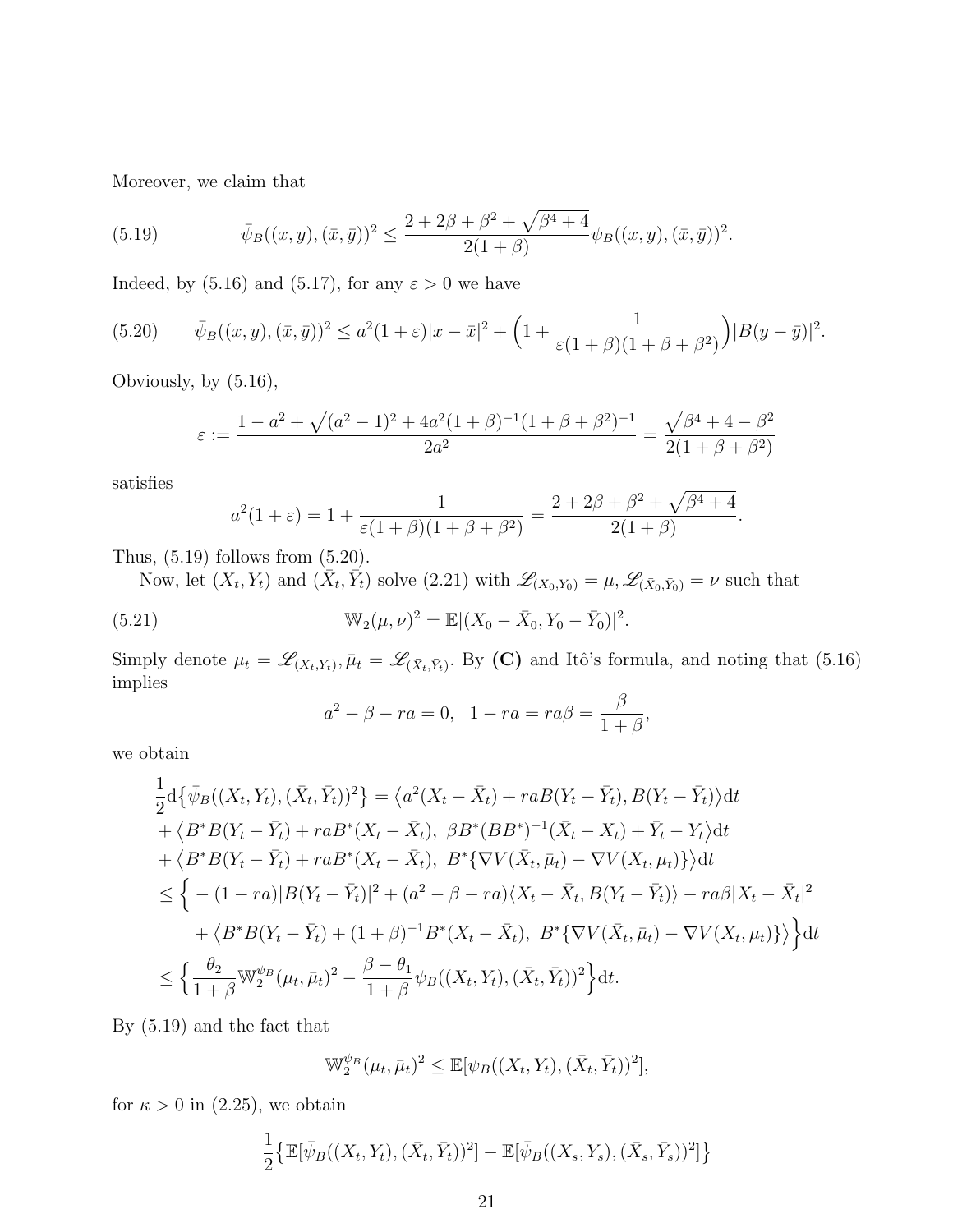Moreover, we claim that

$$\bar{\psi}_B((x,y),(\bar{x},\bar{y}))^2 \le \frac{2+2\beta+\beta^2+\sqrt{\beta^4+4}}{2(1+\beta)}\psi_B((x,y),(\bar{x},\bar{y}))^2. \tag{5.19}$$

Indeed, by (5.16) and (5.17), for any $\varepsilon > 0$ we have

$$\bar{\psi}_B((x,y),(\bar{x},\bar{y}))^2 \le a^2(1+\varepsilon)|x-\bar{x}|^2 + \Big(1+\frac{1}{\varepsilon(1+\beta)(1+\beta+\beta^2)}\Big)|B(y-\bar{y})|^2. \tag{5.20}$$

Obviously, by (5.16),

$$\varepsilon := \frac{1-a^2+\sqrt{(a^2-1)^2+4a^2(1+\beta)^{-1}(1+\beta+\beta^2)^{-1}}}{2a^2} = \frac{\sqrt{\beta^4+4}-\beta^2}{2(1+\beta+\beta^2)}$$

satisfies

$$a^2(1+\varepsilon) = 1+\frac{1}{\varepsilon(1+\beta)(1+\beta+\beta^2)} = \frac{2+2\beta+\beta^2+\sqrt{\beta^4+4}}{2(1+\beta)}.$$

Thus, (5.19) follows from (5.20).

Now, let $(X_t,Y_t)$ and $(\bar{X}_t,\bar{Y}_t)$ solve (2.21) with $\mathscr{L}_{(X_0,Y_0)}=\mu, \mathscr{L}_{(\bar{X}_0,\bar{Y}_0)}=\nu$ such that

$$\mathbb{W}_2(\mu,\nu)^2 = \mathbb{E}|(X_0-\bar{X}_0, Y_0-\bar{Y}_0)|^2. \tag{5.21}$$

Simply denote $\mu_t = \mathscr{L}_{(X_t,Y_t)}, \bar{\mu}_t = \mathscr{L}_{(\bar{X}_t,\bar{Y}_t)}$. By **(C)** and Itô's formula, and noting that (5.16) implies

$$a^2-\beta-ra=0,\ \ 1-ra=ra\beta=\frac{\beta}{1+\beta},$$

we obtain

$$\begin{aligned}
&\frac{1}{2}\mathrm{d}\big\{\bar{\psi}_B((X_t,Y_t),(\bar{X}_t,\bar{Y}_t))^2\big\} = \big\langle a^2(X_t-\bar{X}_t)+raB(Y_t-\bar{Y}_t), B(Y_t-\bar{Y}_t)\big\rangle \mathrm{d}t \\
&+\big\langle B^*B(Y_t-\bar{Y}_t)+raB^*(X_t-\bar{X}_t),\ \beta B^*(BB^*)^{-1}(\bar{X}_t-X_t)+\bar{Y}_t-Y_t\big\rangle \mathrm{d}t \\
&+\big\langle B^*B(Y_t-\bar{Y}_t)+raB^*(X_t-\bar{X}_t),\ B^*\{\nabla V(\bar{X}_t,\bar{\mu}_t)-\nabla V(X_t,\mu_t)\}\big\rangle \mathrm{d}t \\
&\le \Big\{-(1-ra)|B(Y_t-\bar{Y}_t)|^2+(a^2-\beta-ra)\langle X_t-\bar{X}_t, B(Y_t-\bar{Y}_t)\rangle - ra\beta|X_t-\bar{X}_t|^2 \\
&\qquad +\big\langle B^*B(Y_t-\bar{Y}_t)+(1+\beta)^{-1}B^*(X_t-\bar{X}_t),\ B^*\{\nabla V(\bar{X}_t,\bar{\mu}_t)-\nabla V(X_t,\mu_t)\}\big\rangle\Big\}\mathrm{d}t \\
&\le \Big\{\frac{\theta_2}{1+\beta}\mathbb{W}_2^{\psi_B}(\mu_t,\bar{\mu}_t)^2 - \frac{\beta-\theta_1}{1+\beta}\psi_B((X_t,Y_t),(\bar{X}_t,\bar{Y}_t))^2\Big\}\mathrm{d}t.
\end{aligned}$$

By (5.19) and the fact that

$$\mathbb{W}_2^{\psi_B}(\mu_t,\bar{\mu}_t)^2 \le \mathbb{E}[\psi_B((X_t,Y_t),(\bar{X}_t,\bar{Y}_t))^2],$$

for $\kappa > 0$ in (2.25), we obtain

$$\frac{1}{2}\big\{\mathbb{E}[\bar{\psi}_B((X_t,Y_t),(\bar{X}_t,\bar{Y}_t))^2] - \mathbb{E}[\bar{\psi}_B((X_s,Y_s),(\bar{X}_s,\bar{Y}_s))^2]\big\}$$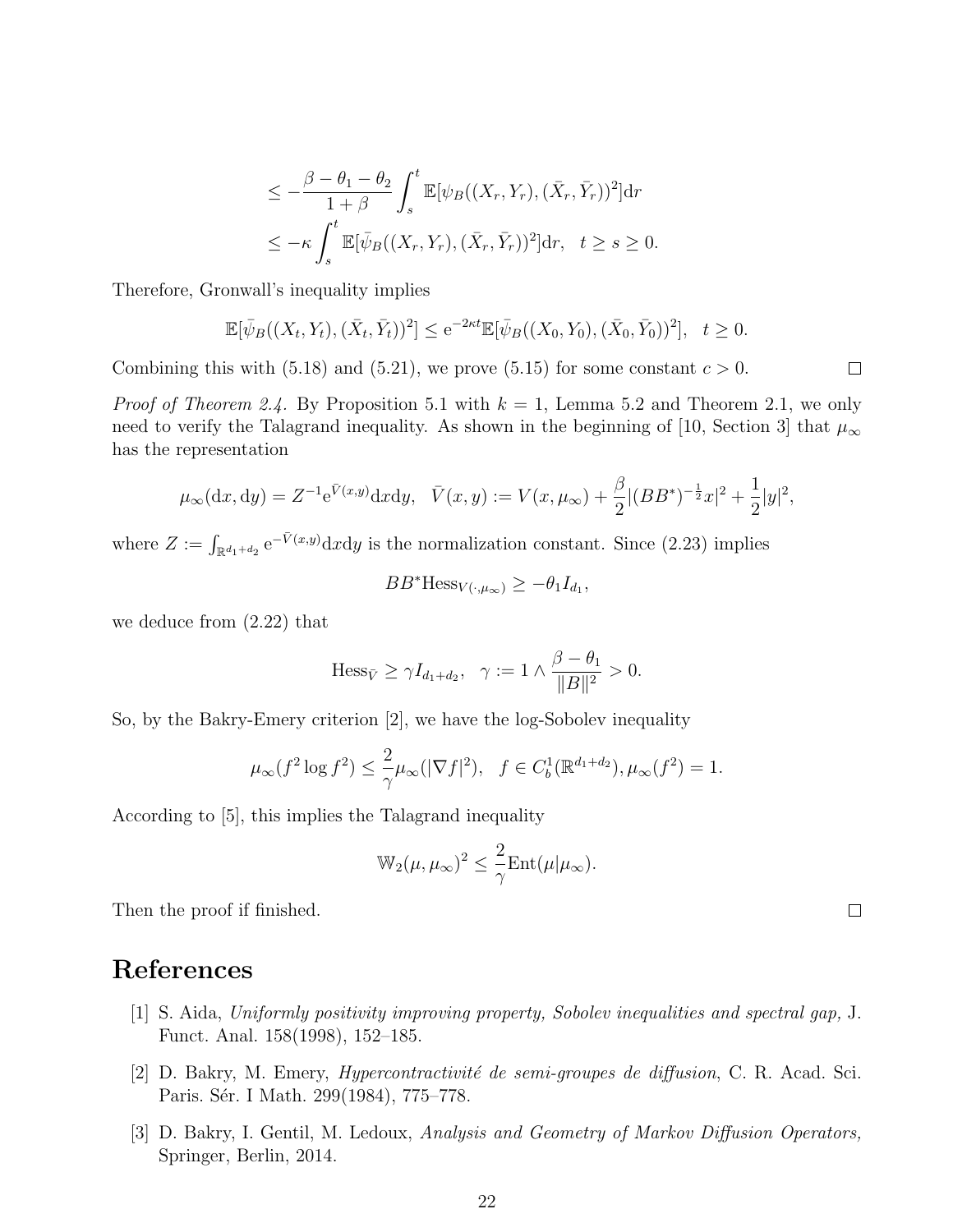$$
\leq -\frac{\beta - \theta_1 - \theta_2}{1+\beta} \int_s^t \mathbb{E}[\psi_B((X_r, Y_r), (\bar{X}_r, \bar{Y}_r))^2] \mathrm{d}r
$$

$$
\leq -\kappa \int_s^t \mathbb{E}[\bar{\psi}_B((X_r, Y_r), (\bar{X}_r, \bar{Y}_r))^2] \mathrm{d}r, \quad t \geq s \geq 0.
$$

Therefore, Gronwall's inequality implies

$$
\mathbb{E}[\bar{\psi}_B((X_t, Y_t), (\bar{X}_t, \bar{Y}_t))^2] \leq \mathrm{e}^{-2\kappa t} \mathbb{E}[\bar{\psi}_B((X_0, Y_0), (\bar{X}_0, \bar{Y}_0))^2], \quad t \geq 0.
$$

Combining this with (5.18) and (5.21), we prove (5.15) for some constant $c > 0$. $\square$

*Proof of Theorem 2.4.* By Proposition 5.1 with $k = 1$, Lemma 5.2 and Theorem 2.1, we only need to verify the Talagrand inequality. As shown in the beginning of [10, Section 3] that $\mu_\infty$ has the representation

$$
\mu_\infty(\mathrm{d}x, \mathrm{d}y) = Z^{-1} \mathrm{e}^{\bar{V}(x,y)} \mathrm{d}x \mathrm{d}y, \quad \bar{V}(x, y) := V(x, \mu_\infty) + \frac{\beta}{2} |(BB^*)^{-\frac{1}{2}} x|^2 + \frac{1}{2} |y|^2,
$$

where $Z := \int_{\mathbb{R}^{d_1+d_2}} \mathrm{e}^{-\bar{V}(x,y)} \mathrm{d}x \mathrm{d}y$ is the normalization constant. Since (2.23) implies

$$
BB^* \mathrm{Hess}_{V(\cdot, \mu_\infty)} \geq -\theta_1 I_{d_1},
$$

we deduce from (2.22) that

$$
\mathrm{Hess}_{\bar{V}} \geq \gamma I_{d_1+d_2}, \quad \gamma := 1 \wedge \frac{\beta - \theta_1}{\|B\|^2} > 0.
$$

So, by the Bakry-Emery criterion [2], we have the log-Sobolev inequality

$$
\mu_\infty(f^2 \log f^2) \leq \frac{2}{\gamma} \mu_\infty(|\nabla f|^2), \quad f \in C_b^1(\mathbb{R}^{d_1+d_2}), \mu_\infty(f^2) = 1.
$$

According to [5], this implies the Talagrand inequality

$$
\mathbb{W}_2(\mu, \mu_\infty)^2 \leq \frac{2}{\gamma} \mathrm{Ent}(\mu | \mu_\infty).
$$

Then the proof if finished. $\square$

# References

[1] S. Aida, *Uniformly positivity improving property, Sobolev inequalities and spectral gap,* J. Funct. Anal. 158(1998), 152–185.

[2] D. Bakry, M. Emery, *Hypercontractivité de semi-groupes de diffusion*, C. R. Acad. Sci. Paris. Sér. I Math. 299(1984), 775–778.

[3] D. Bakry, I. Gentil, M. Ledoux, *Analysis and Geometry of Markov Diffusion Operators,* Springer, Berlin, 2014.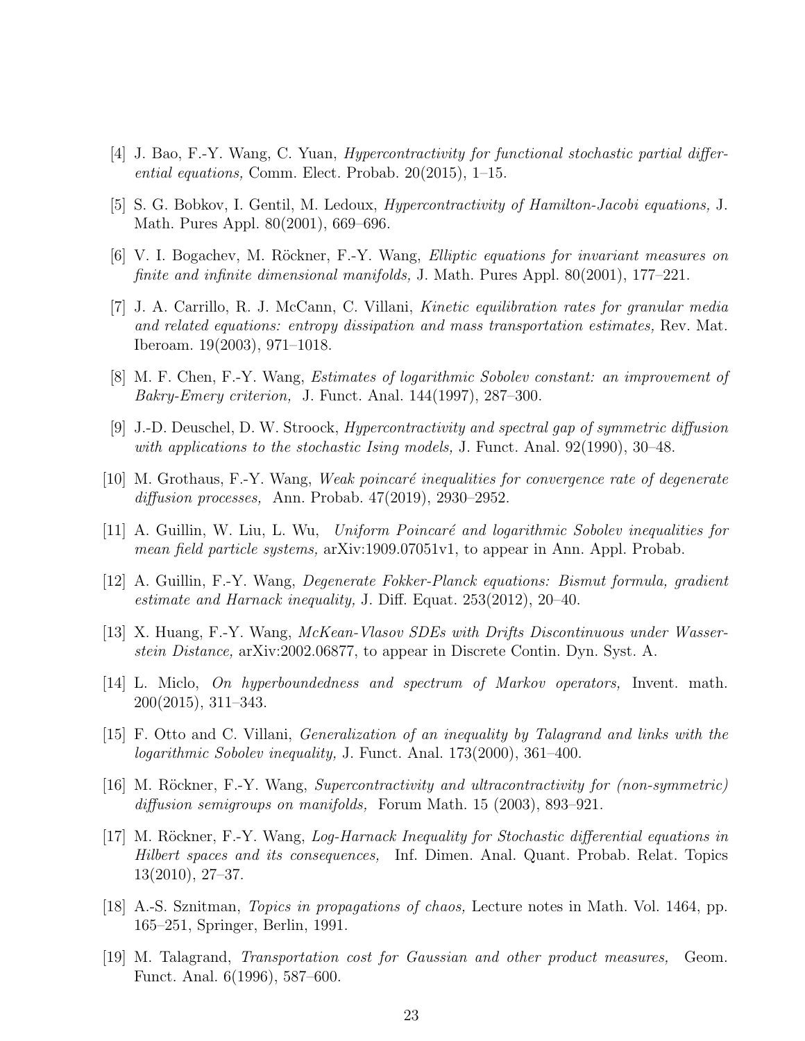[4] J. Bao, F.-Y. Wang, C. Yuan, *Hypercontractivity for functional stochastic partial differential equations,* Comm. Elect. Probab. 20(2015), 1–15.

[5] S. G. Bobkov, I. Gentil, M. Ledoux, *Hypercontractivity of Hamilton-Jacobi equations,* J. Math. Pures Appl. 80(2001), 669–696.

[6] V. I. Bogachev, M. Röckner, F.-Y. Wang, *Elliptic equations for invariant measures on finite and infinite dimensional manifolds,* J. Math. Pures Appl. 80(2001), 177–221.

[7] J. A. Carrillo, R. J. McCann, C. Villani, *Kinetic equilibration rates for granular media and related equations: entropy dissipation and mass transportation estimates,* Rev. Mat. Iberoam. 19(2003), 971–1018.

[8] M. F. Chen, F.-Y. Wang, *Estimates of logarithmic Sobolev constant: an improvement of Bakry-Emery criterion,* J. Funct. Anal. 144(1997), 287–300.

[9] J.-D. Deuschel, D. W. Stroock, *Hypercontractivity and spectral gap of symmetric diffusion with applications to the stochastic Ising models,* J. Funct. Anal. 92(1990), 30–48.

[10] M. Grothaus, F.-Y. Wang, *Weak poincaré inequalities for convergence rate of degenerate diffusion processes,* Ann. Probab. 47(2019), 2930–2952.

[11] A. Guillin, W. Liu, L. Wu, *Uniform Poincaré and logarithmic Sobolev inequalities for mean field particle systems,* arXiv:1909.07051v1, to appear in Ann. Appl. Probab.

[12] A. Guillin, F.-Y. Wang, *Degenerate Fokker-Planck equations: Bismut formula, gradient estimate and Harnack inequality,* J. Diff. Equat. 253(2012), 20–40.

[13] X. Huang, F.-Y. Wang, *McKean-Vlasov SDEs with Drifts Discontinuous under Wasserstein Distance,* arXiv:2002.06877, to appear in Discrete Contin. Dyn. Syst. A.

[14] L. Miclo, *On hyperboundedness and spectrum of Markov operators,* Invent. math. 200(2015), 311–343.

[15] F. Otto and C. Villani, *Generalization of an inequality by Talagrand and links with the logarithmic Sobolev inequality,* J. Funct. Anal. 173(2000), 361–400.

[16] M. Röckner, F.-Y. Wang, *Supercontractivity and ultracontractivity for (non-symmetric) diffusion semigroups on manifolds,* Forum Math. 15 (2003), 893–921.

[17] M. Röckner, F.-Y. Wang, *Log-Harnack Inequality for Stochastic differential equations in Hilbert spaces and its consequences,* Inf. Dimen. Anal. Quant. Probab. Relat. Topics 13(2010), 27–37.

[18] A.-S. Sznitman, *Topics in propagations of chaos,* Lecture notes in Math. Vol. 1464, pp. 165–251, Springer, Berlin, 1991.

[19] M. Talagrand, *Transportation cost for Gaussian and other product measures,* Geom. Funct. Anal. 6(1996), 587–600.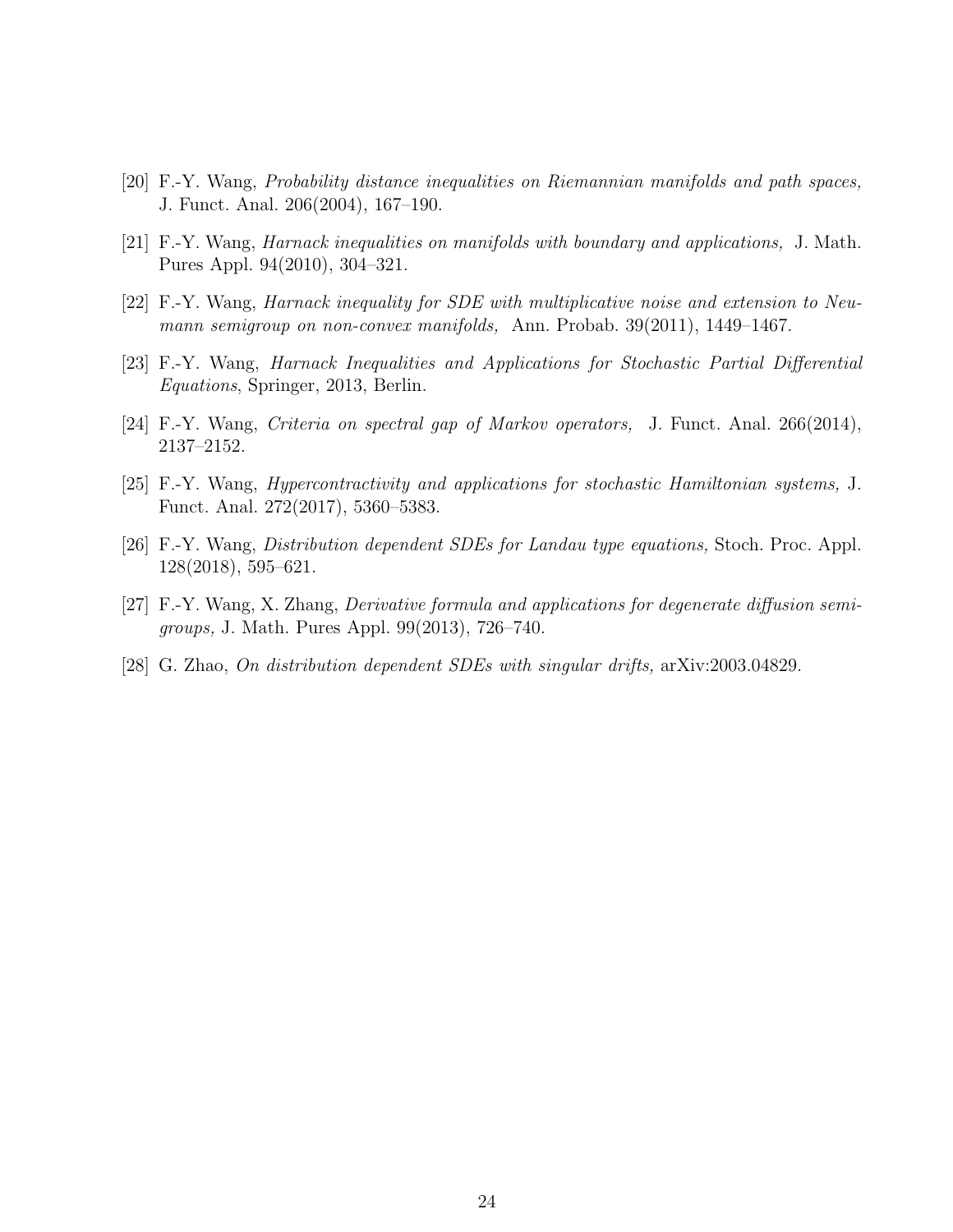[20] F.-Y. Wang, *Probability distance inequalities on Riemannian manifolds and path spaces,* J. Funct. Anal. 206(2004), 167–190.

[21] F.-Y. Wang, *Harnack inequalities on manifolds with boundary and applications,* J. Math. Pures Appl. 94(2010), 304–321.

[22] F.-Y. Wang, *Harnack inequality for SDE with multiplicative noise and extension to Neumann semigroup on non-convex manifolds,* Ann. Probab. 39(2011), 1449–1467.

[23] F.-Y. Wang, *Harnack Inequalities and Applications for Stochastic Partial Differential Equations*, Springer, 2013, Berlin.

[24] F.-Y. Wang, *Criteria on spectral gap of Markov operators,* J. Funct. Anal. 266(2014), 2137–2152.

[25] F.-Y. Wang, *Hypercontractivity and applications for stochastic Hamiltonian systems,* J. Funct. Anal. 272(2017), 5360–5383.

[26] F.-Y. Wang, *Distribution dependent SDEs for Landau type equations,* Stoch. Proc. Appl. 128(2018), 595–621.

[27] F.-Y. Wang, X. Zhang, *Derivative formula and applications for degenerate diffusion semigroups,* J. Math. Pures Appl. 99(2013), 726–740.

[28] G. Zhao, *On distribution dependent SDEs with singular drifts,* arXiv:2003.04829.